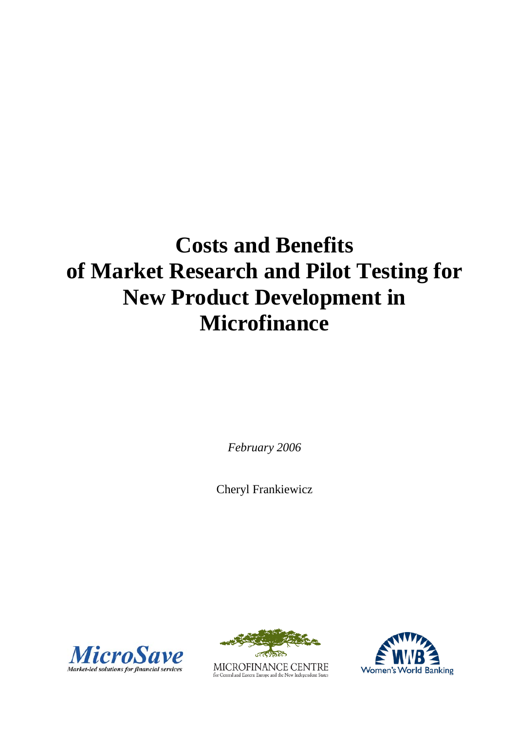# Costs and Benefits of Market Research and Pilot Testing for New Product Development in Microfinance

*February 2006*

Cheryl Frankiewicz

MicroSave
*Market-led solutions for financial services*

MICROFINANCE CENTRE
for Central and Eastern Europe and the New Independent States

Women's World Banking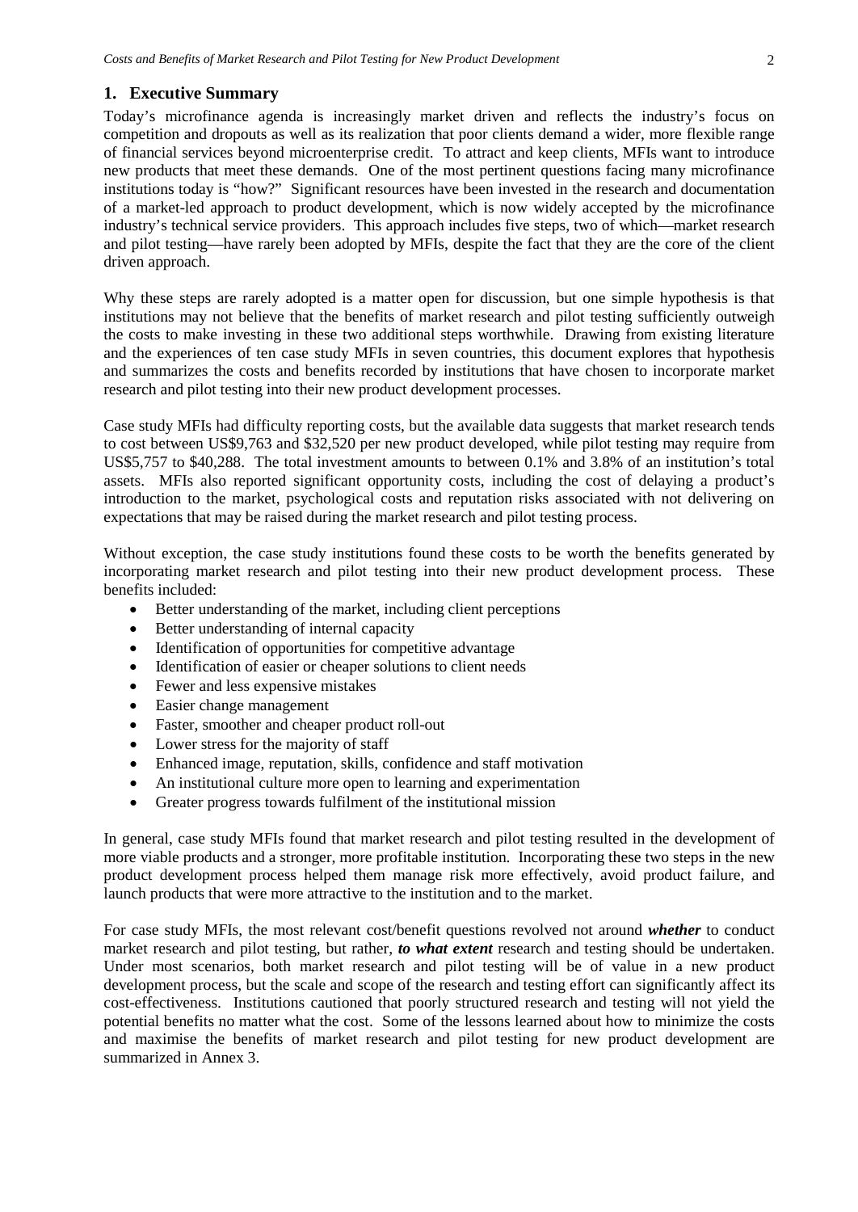## 1. Executive Summary

Today's microfinance agenda is increasingly market driven and reflects the industry's focus on competition and dropouts as well as its realization that poor clients demand a wider, more flexible range of financial services beyond microenterprise credit. To attract and keep clients, MFIs want to introduce new products that meet these demands. One of the most pertinent questions facing many microfinance institutions today is "how?" Significant resources have been invested in the research and documentation of a market-led approach to product development, which is now widely accepted by the microfinance industry's technical service providers. This approach includes five steps, two of which—market research and pilot testing—have rarely been adopted by MFIs, despite the fact that they are the core of the client driven approach.

Why these steps are rarely adopted is a matter open for discussion, but one simple hypothesis is that institutions may not believe that the benefits of market research and pilot testing sufficiently outweigh the costs to make investing in these two additional steps worthwhile. Drawing from existing literature and the experiences of ten case study MFIs in seven countries, this document explores that hypothesis and summarizes the costs and benefits recorded by institutions that have chosen to incorporate market research and pilot testing into their new product development processes.

Case study MFIs had difficulty reporting costs, but the available data suggests that market research tends to cost between US$9,763 and $32,520 per new product developed, while pilot testing may require from US$5,757 to $40,288. The total investment amounts to between 0.1% and 3.8% of an institution's total assets. MFIs also reported significant opportunity costs, including the cost of delaying a product's introduction to the market, psychological costs and reputation risks associated with not delivering on expectations that may be raised during the market research and pilot testing process.

Without exception, the case study institutions found these costs to be worth the benefits generated by incorporating market research and pilot testing into their new product development process. These benefits included:

- Better understanding of the market, including client perceptions
- Better understanding of internal capacity
- Identification of opportunities for competitive advantage
- Identification of easier or cheaper solutions to client needs
- Fewer and less expensive mistakes
- Easier change management
- Faster, smoother and cheaper product roll-out
- Lower stress for the majority of staff
- Enhanced image, reputation, skills, confidence and staff motivation
- An institutional culture more open to learning and experimentation
- Greater progress towards fulfilment of the institutional mission

In general, case study MFIs found that market research and pilot testing resulted in the development of more viable products and a stronger, more profitable institution. Incorporating these two steps in the new product development process helped them manage risk more effectively, avoid product failure, and launch products that were more attractive to the institution and to the market.

For case study MFIs, the most relevant cost/benefit questions revolved not around ***whether*** to conduct market research and pilot testing, but rather, ***to what extent*** research and testing should be undertaken. Under most scenarios, both market research and pilot testing will be of value in a new product development process, but the scale and scope of the research and testing effort can significantly affect its cost-effectiveness. Institutions cautioned that poorly structured research and testing will not yield the potential benefits no matter what the cost. Some of the lessons learned about how to minimize the costs and maximise the benefits of market research and pilot testing for new product development are summarized in Annex 3.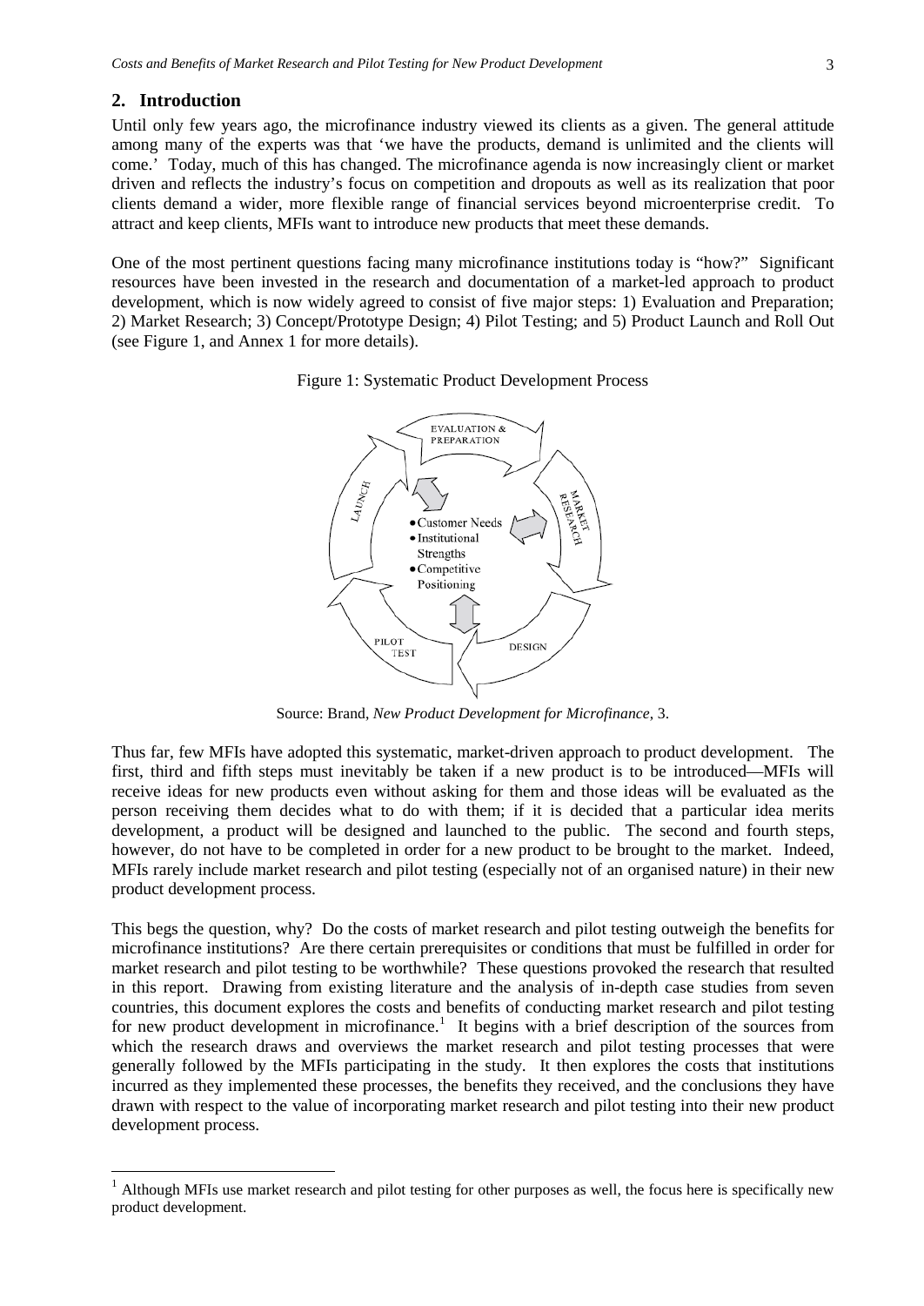## 2. Introduction

Until only few years ago, the microfinance industry viewed its clients as a given. The general attitude among many of the experts was that 'we have the products, demand is unlimited and the clients will come.' Today, much of this has changed. The microfinance agenda is now increasingly client or market driven and reflects the industry's focus on competition and dropouts as well as its realization that poor clients demand a wider, more flexible range of financial services beyond microenterprise credit. To attract and keep clients, MFIs want to introduce new products that meet these demands.

One of the most pertinent questions facing many microfinance institutions today is "how?" Significant resources have been invested in the research and documentation of a market-led approach to product development, which is now widely agreed to consist of five major steps: 1) Evaluation and Preparation; 2) Market Research; 3) Concept/Prototype Design; 4) Pilot Testing; and 5) Product Launch and Roll Out (see Figure 1, and Annex 1 for more details).

Figure 1: Systematic Product Development Process

EVALUATION & PREPARATION → MARKET RESEARCH → DESIGN → PILOT TEST → LAUNCH

- Customer Needs
- Institutional Strengths
- Competitive Positioning

Source: Brand, *New Product Development for Microfinance*, 3.

Thus far, few MFIs have adopted this systematic, market-driven approach to product development. The first, third and fifth steps must inevitably be taken if a new product is to be introduced—MFIs will receive ideas for new products even without asking for them and those ideas will be evaluated as the person receiving them decides what to do with them; if it is decided that a particular idea merits development, a product will be designed and launched to the public. The second and fourth steps, however, do not have to be completed in order for a new product to be brought to the market. Indeed, MFIs rarely include market research and pilot testing (especially not of an organised nature) in their new product development process.

This begs the question, why? Do the costs of market research and pilot testing outweigh the benefits for microfinance institutions? Are there certain prerequisites or conditions that must be fulfilled in order for market research and pilot testing to be worthwhile? These questions provoked the research that resulted in this report. Drawing from existing literature and the analysis of in-depth case studies from seven countries, this document explores the costs and benefits of conducting market research and pilot testing for new product development in microfinance.[1] It begins with a brief description of the sources from which the research draws and overviews the market research and pilot testing processes that were generally followed by the MFIs participating in the study. It then explores the costs that institutions incurred as they implemented these processes, the benefits they received, and the conclusions they have drawn with respect to the value of incorporating market research and pilot testing into their new product development process.

[1] Although MFIs use market research and pilot testing for other purposes as well, the focus here is specifically new product development.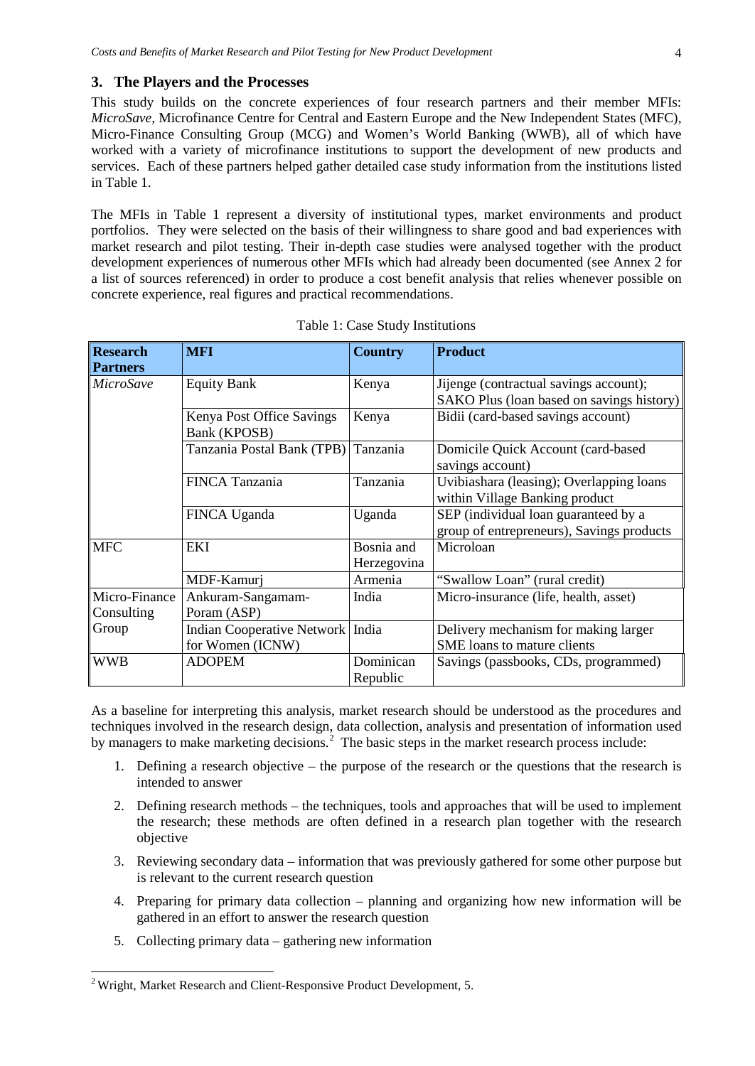## 3. The Players and the Processes

This study builds on the concrete experiences of four research partners and their member MFIs: *MicroSave*, Microfinance Centre for Central and Eastern Europe and the New Independent States (MFC), Micro-Finance Consulting Group (MCG) and Women's World Banking (WWB), all of which have worked with a variety of microfinance institutions to support the development of new products and services. Each of these partners helped gather detailed case study information from the institutions listed in Table 1.

The MFIs in Table 1 represent a diversity of institutional types, market environments and product portfolios. They were selected on the basis of their willingness to share good and bad experiences with market research and pilot testing. Their in-depth case studies were analysed together with the product development experiences of numerous other MFIs which had already been documented (see Annex 2 for a list of sources referenced) in order to produce a cost benefit analysis that relies whenever possible on concrete experience, real figures and practical recommendations.

Table 1: Case Study Institutions

| Research Partners | MFI | Country | Product |
|---|---|---|---|
| *MicroSave* | Equity Bank | Kenya | Jijenge (contractual savings account); SAKO Plus (loan based on savings history) |
| | Kenya Post Office Savings Bank (KPOSB) | Kenya | Bidii (card-based savings account) |
| | Tanzania Postal Bank (TPB) | Tanzania | Domicile Quick Account (card-based savings account) |
| | FINCA Tanzania | Tanzania | Uvibiashara (leasing); Overlapping loans within Village Banking product |
| | FINCA Uganda | Uganda | SEP (individual loan guaranteed by a group of entrepreneurs), Savings products |
| MFC | EKI | Bosnia and Herzegovina | Microloan |
| | MDF-Kamurj | Armenia | "Swallow Loan" (rural credit) |
| Micro-Finance Consulting Group | Ankuram-Sangamam-Poram (ASP) | India | Micro-insurance (life, health, asset) |
| | Indian Cooperative Network for Women (ICNW) | India | Delivery mechanism for making larger SME loans to mature clients |
| WWB | ADOPEM | Dominican Republic | Savings (passbooks, CDs, programmed) |

As a baseline for interpreting this analysis, market research should be understood as the procedures and techniques involved in the research design, data collection, analysis and presentation of information used by managers to make marketing decisions.[2] The basic steps in the market research process include:

1. Defining a research objective – the purpose of the research or the questions that the research is intended to answer
2. Defining research methods – the techniques, tools and approaches that will be used to implement the research; these methods are often defined in a research plan together with the research objective
3. Reviewing secondary data – information that was previously gathered for some other purpose but is relevant to the current research question
4. Preparing for primary data collection – planning and organizing how new information will be gathered in an effort to answer the research question
5. Collecting primary data – gathering new information

[2] Wright, Market Research and Client-Responsive Product Development, 5.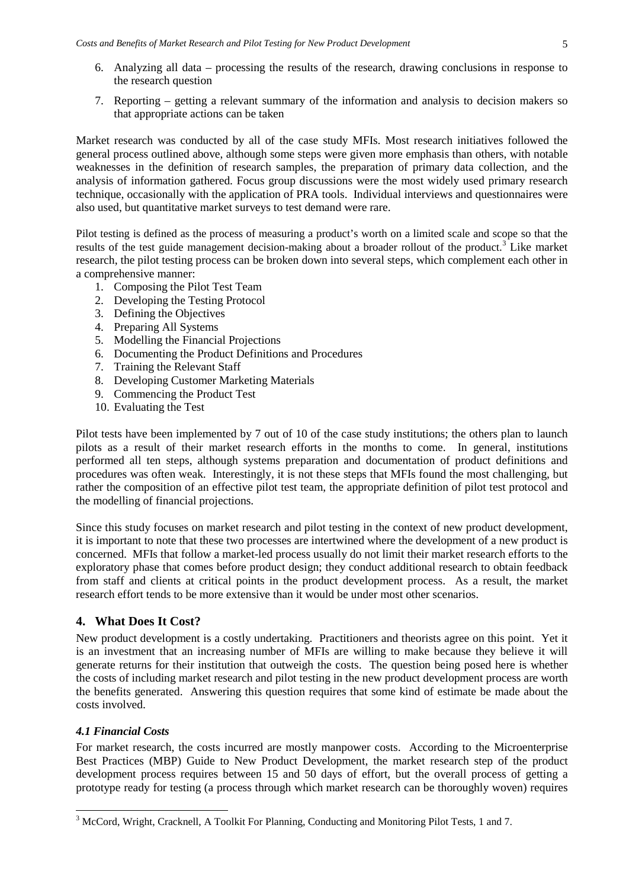6. Analyzing all data – processing the results of the research, drawing conclusions in response to the research question
7. Reporting – getting a relevant summary of the information and analysis to decision makers so that appropriate actions can be taken

Market research was conducted by all of the case study MFIs. Most research initiatives followed the general process outlined above, although some steps were given more emphasis than others, with notable weaknesses in the definition of research samples, the preparation of primary data collection, and the analysis of information gathered. Focus group discussions were the most widely used primary research technique, occasionally with the application of PRA tools. Individual interviews and questionnaires were also used, but quantitative market surveys to test demand were rare.

Pilot testing is defined as the process of measuring a product's worth on a limited scale and scope so that the results of the test guide management decision-making about a broader rollout of the product.[3] Like market research, the pilot testing process can be broken down into several steps, which complement each other in a comprehensive manner:

1. Composing the Pilot Test Team
2. Developing the Testing Protocol
3. Defining the Objectives
4. Preparing All Systems
5. Modelling the Financial Projections
6. Documenting the Product Definitions and Procedures
7. Training the Relevant Staff
8. Developing Customer Marketing Materials
9. Commencing the Product Test
10. Evaluating the Test

Pilot tests have been implemented by 7 out of 10 of the case study institutions; the others plan to launch pilots as a result of their market research efforts in the months to come. In general, institutions performed all ten steps, although systems preparation and documentation of product definitions and procedures was often weak. Interestingly, it is not these steps that MFIs found the most challenging, but rather the composition of an effective pilot test team, the appropriate definition of pilot test protocol and the modelling of financial projections.

Since this study focuses on market research and pilot testing in the context of new product development, it is important to note that these two processes are intertwined where the development of a new product is concerned. MFIs that follow a market-led process usually do not limit their market research efforts to the exploratory phase that comes before product design; they conduct additional research to obtain feedback from staff and clients at critical points in the product development process. As a result, the market research effort tends to be more extensive than it would be under most other scenarios.

## 4. What Does It Cost?

New product development is a costly undertaking. Practitioners and theorists agree on this point. Yet it is an investment that an increasing number of MFIs are willing to make because they believe it will generate returns for their institution that outweigh the costs. The question being posed here is whether the costs of including market research and pilot testing in the new product development process are worth the benefits generated. Answering this question requires that some kind of estimate be made about the costs involved.

### *4.1 Financial Costs*

For market research, the costs incurred are mostly manpower costs. According to the Microenterprise Best Practices (MBP) Guide to New Product Development, the market research step of the product development process requires between 15 and 50 days of effort, but the overall process of getting a prototype ready for testing (a process through which market research can be thoroughly woven) requires

---

[3] McCord, Wright, Cracknell, A Toolkit For Planning, Conducting and Monitoring Pilot Tests, 1 and 7.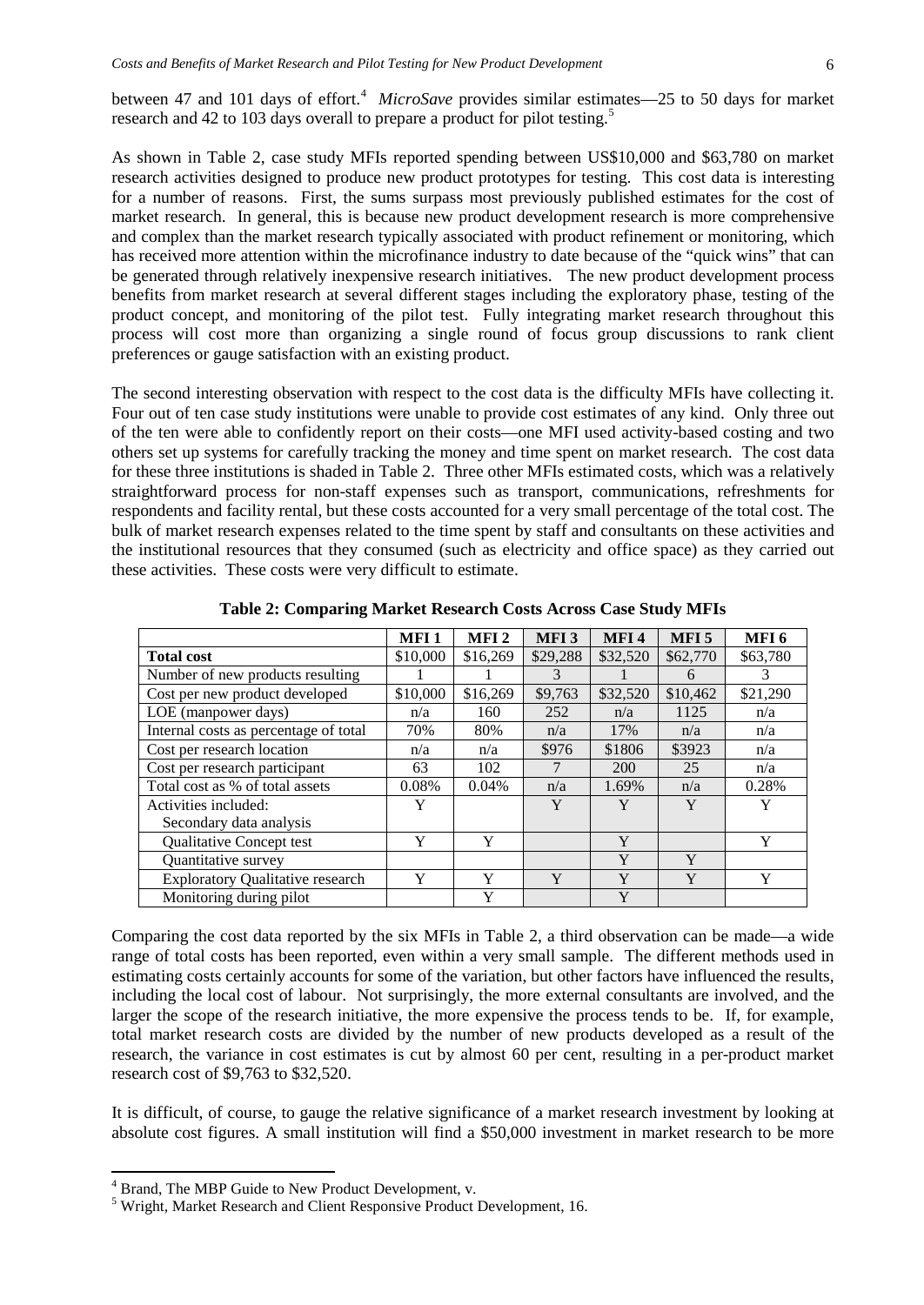between 47 and 101 days of effort.[4] *MicroSave* provides similar estimates—25 to 50 days for market research and 42 to 103 days overall to prepare a product for pilot testing.[5]

As shown in Table 2, case study MFIs reported spending between US$10,000 and $63,780 on market research activities designed to produce new product prototypes for testing. This cost data is interesting for a number of reasons. First, the sums surpass most previously published estimates for the cost of market research. In general, this is because new product development research is more comprehensive and complex than the market research typically associated with product refinement or monitoring, which has received more attention within the microfinance industry to date because of the "quick wins" that can be generated through relatively inexpensive research initiatives. The new product development process benefits from market research at several different stages including the exploratory phase, testing of the product concept, and monitoring of the pilot test. Fully integrating market research throughout this process will cost more than organizing a single round of focus group discussions to rank client preferences or gauge satisfaction with an existing product.

The second interesting observation with respect to the cost data is the difficulty MFIs have collecting it. Four out of ten case study institutions were unable to provide cost estimates of any kind. Only three out of the ten were able to confidently report on their costs—one MFI used activity-based costing and two others set up systems for carefully tracking the money and time spent on market research. The cost data for these three institutions is shaded in Table 2. Three other MFIs estimated costs, which was a relatively straightforward process for non-staff expenses such as transport, communications, refreshments for respondents and facility rental, but these costs accounted for a very small percentage of the total cost. The bulk of market research expenses related to the time spent by staff and consultants on these activities and the institutional resources that they consumed (such as electricity and office space) as they carried out these activities. These costs were very difficult to estimate.

**Table 2: Comparing Market Research Costs Across Case Study MFIs**

| | MFI 1 | MFI 2 | MFI 3 | MFI 4 | MFI 5 | MFI 6 |
|---|---|---|---|---|---|---|
| **Total cost** | $10,000 | $16,269 | $29,288 | $32,520 | $62,770 | $63,780 |
| Number of new products resulting | 1 | 1 | 3 | 1 | 6 | 3 |
| Cost per new product developed | $10,000 | $16,269 | $9,763 | $32,520 | $10,462 | $21,290 |
| LOE (manpower days) | n/a | 160 | 252 | n/a | 1125 | n/a |
| Internal costs as percentage of total | 70% | 80% | n/a | 17% | n/a | n/a |
| Cost per research location | n/a | n/a | $976 | $1806 | $3923 | n/a |
| Cost per research participant | 63 | 102 | 7 | 200 | 25 | n/a |
| Total cost as % of total assets | 0.08% | 0.04% | n/a | 1.69% | n/a | 0.28% |
| Activities included: Secondary data analysis | Y | | Y | Y | Y | Y |
| Qualitative Concept test | Y | Y | | Y | | Y |
| Quantitative survey | | | | Y | Y | |
| Exploratory Qualitative research | Y | Y | Y | Y | Y | Y |
| Monitoring during pilot | | Y | | Y | | |

Comparing the cost data reported by the six MFIs in Table 2, a third observation can be made—a wide range of total costs has been reported, even within a very small sample. The different methods used in estimating costs certainly accounts for some of the variation, but other factors have influenced the results, including the local cost of labour. Not surprisingly, the more external consultants are involved, and the larger the scope of the research initiative, the more expensive the process tends to be. If, for example, total market research costs are divided by the number of new products developed as a result of the research, the variance in cost estimates is cut by almost 60 per cent, resulting in a per-product market research cost of $9,763 to $32,520.

It is difficult, of course, to gauge the relative significance of a market research investment by looking at absolute cost figures. A small institution will find a $50,000 investment in market research to be more

[4] Brand, The MBP Guide to New Product Development, v.

[5] Wright, Market Research and Client Responsive Product Development, 16.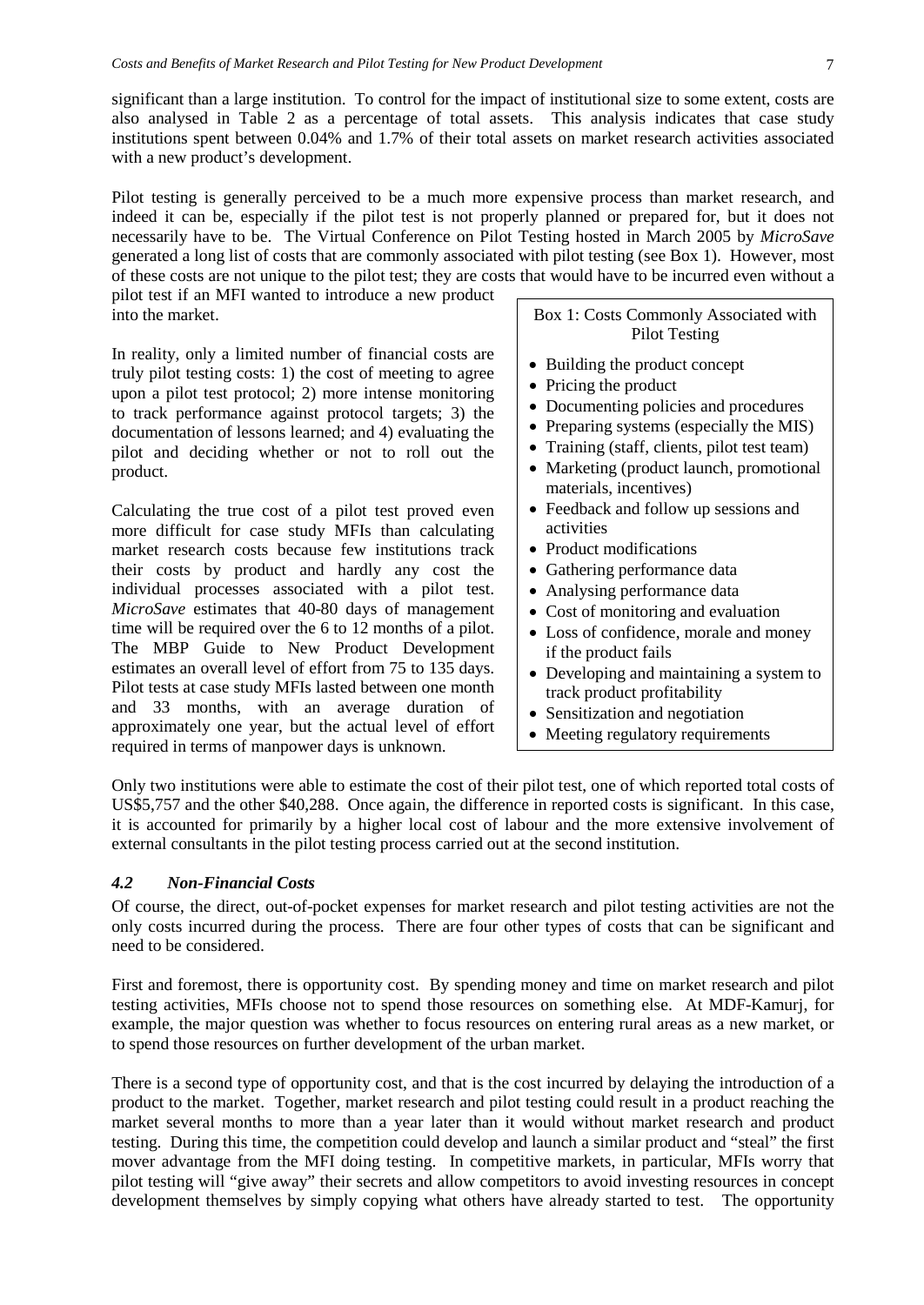significant than a large institution. To control for the impact of institutional size to some extent, costs are also analysed in Table 2 as a percentage of total assets. This analysis indicates that case study institutions spent between 0.04% and 1.7% of their total assets on market research activities associated with a new product's development.

Pilot testing is generally perceived to be a much more expensive process than market research, and indeed it can be, especially if the pilot test is not properly planned or prepared for, but it does not necessarily have to be. The Virtual Conference on Pilot Testing hosted in March 2005 by *MicroSave* generated a long list of costs that are commonly associated with pilot testing (see Box 1). However, most of these costs are not unique to the pilot test; they are costs that would have to be incurred even without a pilot test if an MFI wanted to introduce a new product into the market.

In reality, only a limited number of financial costs are truly pilot testing costs: 1) the cost of meeting to agree upon a pilot test protocol; 2) more intense monitoring to track performance against protocol targets; 3) the documentation of lessons learned; and 4) evaluating the pilot and deciding whether or not to roll out the product.

Calculating the true cost of a pilot test proved even more difficult for case study MFIs than calculating market research costs because few institutions track their costs by product and hardly any cost the individual processes associated with a pilot test. *MicroSave* estimates that 40-80 days of management time will be required over the 6 to 12 months of a pilot. The MBP Guide to New Product Development estimates an overall level of effort from 75 to 135 days. Pilot tests at case study MFIs lasted between one month and 33 months, with an average duration of approximately one year, but the actual level of effort required in terms of manpower days is unknown.

> **Box 1: Costs Commonly Associated with Pilot Testing**
>
> - Building the product concept
> - Pricing the product
> - Documenting policies and procedures
> - Preparing systems (especially the MIS)
> - Training (staff, clients, pilot test team)
> - Marketing (product launch, promotional materials, incentives)
> - Feedback and follow up sessions and activities
> - Product modifications
> - Gathering performance data
> - Analysing performance data
> - Cost of monitoring and evaluation
> - Loss of confidence, morale and money if the product fails
> - Developing and maintaining a system to track product profitability
> - Sensitization and negotiation
> - Meeting regulatory requirements

Only two institutions were able to estimate the cost of their pilot test, one of which reported total costs of US$5,757 and the other $40,288. Once again, the difference in reported costs is significant. In this case, it is accounted for primarily by a higher local cost of labour and the more extensive involvement of external consultants in the pilot testing process carried out at the second institution.

### *4.2 Non-Financial Costs*

Of course, the direct, out-of-pocket expenses for market research and pilot testing activities are not the only costs incurred during the process. There are four other types of costs that can be significant and need to be considered.

First and foremost, there is opportunity cost. By spending money and time on market research and pilot testing activities, MFIs choose not to spend those resources on something else. At MDF-Kamurj, for example, the major question was whether to focus resources on entering rural areas as a new market, or to spend those resources on further development of the urban market.

There is a second type of opportunity cost, and that is the cost incurred by delaying the introduction of a product to the market. Together, market research and pilot testing could result in a product reaching the market several months to more than a year later than it would without market research and product testing. During this time, the competition could develop and launch a similar product and "steal" the first mover advantage from the MFI doing testing. In competitive markets, in particular, MFIs worry that pilot testing will "give away" their secrets and allow competitors to avoid investing resources in concept development themselves by simply copying what others have already started to test. The opportunity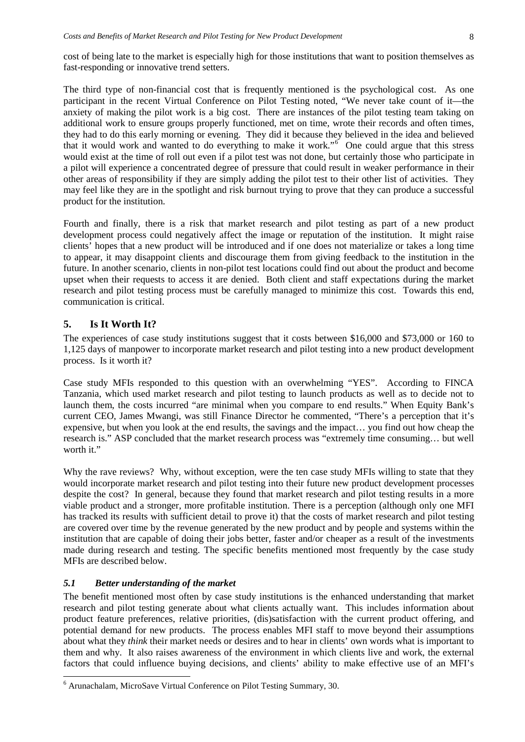cost of being late to the market is especially high for those institutions that want to position themselves as fast-responding or innovative trend setters.

The third type of non-financial cost that is frequently mentioned is the psychological cost. As one participant in the recent Virtual Conference on Pilot Testing noted, "We never take count of it—the anxiety of making the pilot work is a big cost. There are instances of the pilot testing team taking on additional work to ensure groups properly functioned, met on time, wrote their records and often times, they had to do this early morning or evening. They did it because they believed in the idea and believed that it would work and wanted to do everything to make it work."[6] One could argue that this stress would exist at the time of roll out even if a pilot test was not done, but certainly those who participate in a pilot will experience a concentrated degree of pressure that could result in weaker performance in their other areas of responsibility if they are simply adding the pilot test to their other list of activities. They may feel like they are in the spotlight and risk burnout trying to prove that they can produce a successful product for the institution.

Fourth and finally, there is a risk that market research and pilot testing as part of a new product development process could negatively affect the image or reputation of the institution. It might raise clients' hopes that a new product will be introduced and if one does not materialize or takes a long time to appear, it may disappoint clients and discourage them from giving feedback to the institution in the future. In another scenario, clients in non-pilot test locations could find out about the product and become upset when their requests to access it are denied. Both client and staff expectations during the market research and pilot testing process must be carefully managed to minimize this cost. Towards this end, communication is critical.

## 5. Is It Worth It?

The experiences of case study institutions suggest that it costs between $16,000 and $73,000 or 160 to 1,125 days of manpower to incorporate market research and pilot testing into a new product development process. Is it worth it?

Case study MFIs responded to this question with an overwhelming "YES". According to FINCA Tanzania, which used market research and pilot testing to launch products as well as to decide not to launch them, the costs incurred "are minimal when you compare to end results." When Equity Bank's current CEO, James Mwangi, was still Finance Director he commented, "There's a perception that it's expensive, but when you look at the end results, the savings and the impact… you find out how cheap the research is." ASP concluded that the market research process was "extremely time consuming… but well worth it."

Why the rave reviews? Why, without exception, were the ten case study MFIs willing to state that they would incorporate market research and pilot testing into their future new product development processes despite the cost? In general, because they found that market research and pilot testing results in a more viable product and a stronger, more profitable institution. There is a perception (although only one MFI has tracked its results with sufficient detail to prove it) that the costs of market research and pilot testing are covered over time by the revenue generated by the new product and by people and systems within the institution that are capable of doing their jobs better, faster and/or cheaper as a result of the investments made during research and testing. The specific benefits mentioned most frequently by the case study MFIs are described below.

### *5.1 Better understanding of the market*

The benefit mentioned most often by case study institutions is the enhanced understanding that market research and pilot testing generate about what clients actually want. This includes information about product feature preferences, relative priorities, (dis)satisfaction with the current product offering, and potential demand for new products. The process enables MFI staff to move beyond their assumptions about what they *think* their market needs or desires and to hear in clients' own words what is important to them and why. It also raises awareness of the environment in which clients live and work, the external factors that could influence buying decisions, and clients' ability to make effective use of an MFI's

---

[6] Arunachalam, MicroSave Virtual Conference on Pilot Testing Summary, 30.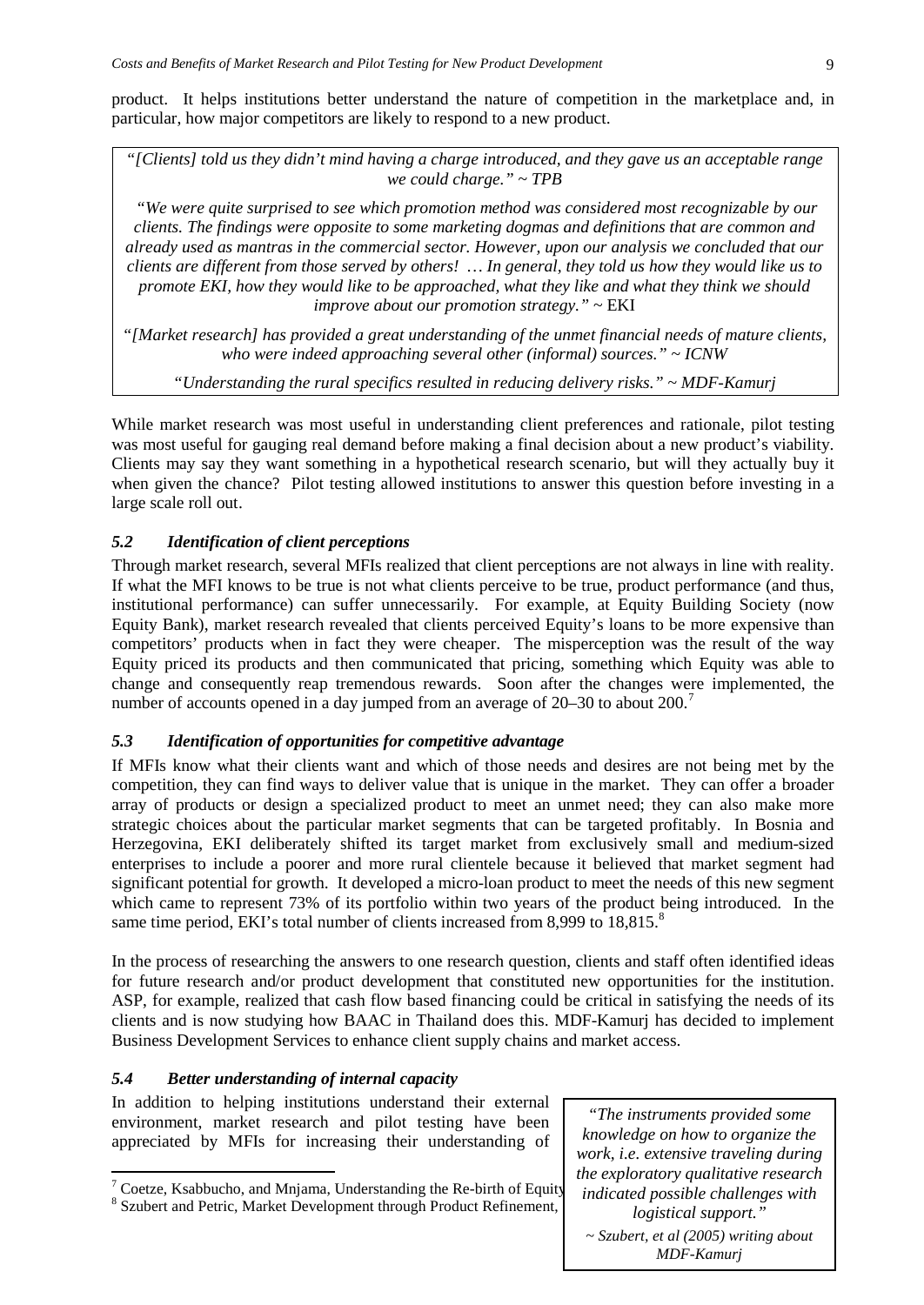product. It helps institutions better understand the nature of competition in the marketplace and, in particular, how major competitors are likely to respond to a new product.

> *"[Clients] told us they didn't mind having a charge introduced, and they gave us an acceptable range we could charge." ~ TPB*
>
> *"We were quite surprised to see which promotion method was considered most recognizable by our clients. The findings were opposite to some marketing dogmas and definitions that are common and already used as mantras in the commercial sector. However, upon our analysis we concluded that our clients are different from those served by others! … In general, they told us how they would like us to promote EKI, how they would like to be approached, what they like and what they think we should improve about our promotion strategy."* ~ EKI
>
> *"[Market research] has provided a great understanding of the unmet financial needs of mature clients, who were indeed approaching several other (informal) sources." ~ ICNW*
>
> *"Understanding the rural specifics resulted in reducing delivery risks." ~ MDF-Kamurj*

While market research was most useful in understanding client preferences and rationale, pilot testing was most useful for gauging real demand before making a final decision about a new product's viability. Clients may say they want something in a hypothetical research scenario, but will they actually buy it when given the chance? Pilot testing allowed institutions to answer this question before investing in a large scale roll out.

### *5.2 Identification of client perceptions*

Through market research, several MFIs realized that client perceptions are not always in line with reality. If what the MFI knows to be true is not what clients perceive to be true, product performance (and thus, institutional performance) can suffer unnecessarily. For example, at Equity Building Society (now Equity Bank), market research revealed that clients perceived Equity's loans to be more expensive than competitors' products when in fact they were cheaper. The misperception was the result of the way Equity priced its products and then communicated that pricing, something which Equity was able to change and consequently reap tremendous rewards. Soon after the changes were implemented, the number of accounts opened in a day jumped from an average of 20–30 to about 200.[7]

### *5.3 Identification of opportunities for competitive advantage*

If MFIs know what their clients want and which of those needs and desires are not being met by the competition, they can find ways to deliver value that is unique in the market. They can offer a broader array of products or design a specialized product to meet an unmet need; they can also make more strategic choices about the particular market segments that can be targeted profitably. In Bosnia and Herzegovina, EKI deliberately shifted its target market from exclusively small and medium-sized enterprises to include a poorer and more rural clientele because it believed that market segment had significant potential for growth. It developed a micro-loan product to meet the needs of this new segment which came to represent 73% of its portfolio within two years of the product being introduced. In the same time period, EKI's total number of clients increased from 8,999 to 18,815.[8]

In the process of researching the answers to one research question, clients and staff often identified ideas for future research and/or product development that constituted new opportunities for the institution. ASP, for example, realized that cash flow based financing could be critical in satisfying the needs of its clients and is now studying how BAAC in Thailand does this. MDF-Kamurj has decided to implement Business Development Services to enhance client supply chains and market access.

### *5.4 Better understanding of internal capacity*

In addition to helping institutions understand their external environment, market research and pilot testing have been appreciated by MFIs for increasing their understanding of

> *"The instruments provided some knowledge on how to organize the work, i.e. extensive traveling during the exploratory qualitative research indicated possible challenges with logistical support."*
>
> *~ Szubert, et al (2005) writing about MDF-Kamurj*

---

[7] Coetze, Ksabbucho, and Mnjama, Understanding the Re-birth of Equity

[8] Szubert and Petric, Market Development through Product Refinement,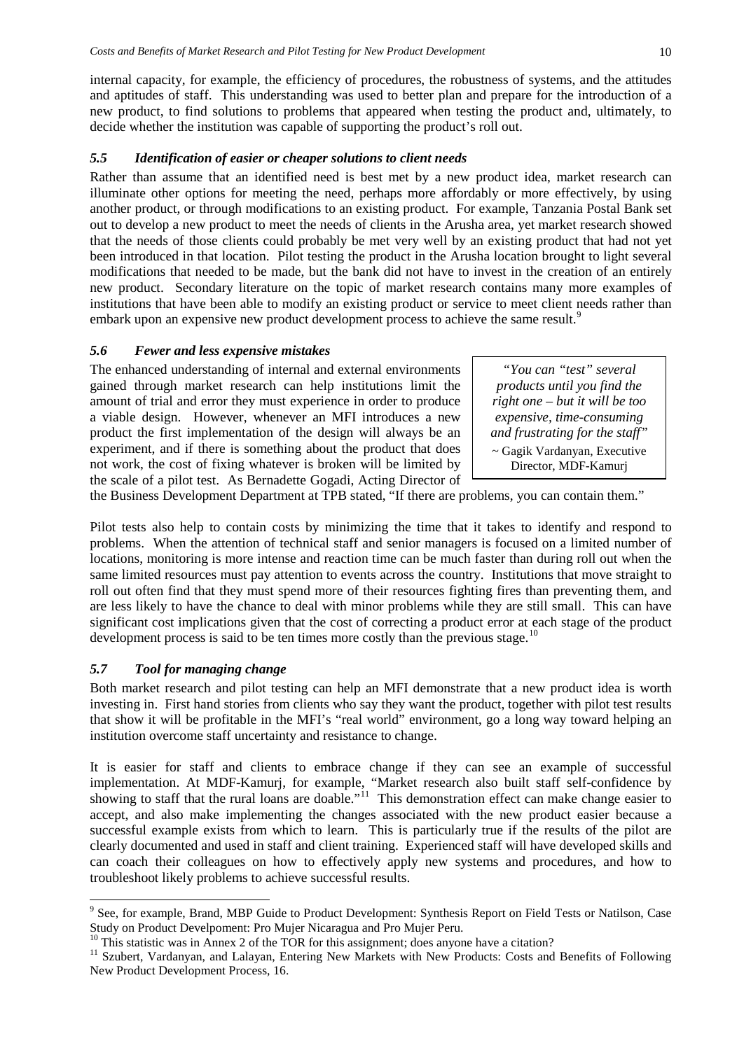internal capacity, for example, the efficiency of procedures, the robustness of systems, and the attitudes and aptitudes of staff. This understanding was used to better plan and prepare for the introduction of a new product, to find solutions to problems that appeared when testing the product and, ultimately, to decide whether the institution was capable of supporting the product's roll out.

### *5.5 Identification of easier or cheaper solutions to client needs*

Rather than assume that an identified need is best met by a new product idea, market research can illuminate other options for meeting the need, perhaps more affordably or more effectively, by using another product, or through modifications to an existing product. For example, Tanzania Postal Bank set out to develop a new product to meet the needs of clients in the Arusha area, yet market research showed that the needs of those clients could probably be met very well by an existing product that had not yet been introduced in that location. Pilot testing the product in the Arusha location brought to light several modifications that needed to be made, but the bank did not have to invest in the creation of an entirely new product. Secondary literature on the topic of market research contains many more examples of institutions that have been able to modify an existing product or service to meet client needs rather than embark upon an expensive new product development process to achieve the same result.[9]

### *5.6 Fewer and less expensive mistakes*

> *"You can "test" several products until you find the right one – but it will be too expensive, time-consuming and frustrating for the staff"*
> ~ Gagik Vardanyan, Executive Director, MDF-Kamurj

The enhanced understanding of internal and external environments gained through market research can help institutions limit the amount of trial and error they must experience in order to produce a viable design. However, whenever an MFI introduces a new product the first implementation of the design will always be an experiment, and if there is something about the product that does not work, the cost of fixing whatever is broken will be limited by the scale of a pilot test. As Bernadette Gogadi, Acting Director of the Business Development Department at TPB stated, "If there are problems, you can contain them."

Pilot tests also help to contain costs by minimizing the time that it takes to identify and respond to problems. When the attention of technical staff and senior managers is focused on a limited number of locations, monitoring is more intense and reaction time can be much faster than during roll out when the same limited resources must pay attention to events across the country. Institutions that move straight to roll out often find that they must spend more of their resources fighting fires than preventing them, and are less likely to have the chance to deal with minor problems while they are still small. This can have significant cost implications given that the cost of correcting a product error at each stage of the product development process is said to be ten times more costly than the previous stage.[10]

### *5.7 Tool for managing change*

Both market research and pilot testing can help an MFI demonstrate that a new product idea is worth investing in. First hand stories from clients who say they want the product, together with pilot test results that show it will be profitable in the MFI's "real world" environment, go a long way toward helping an institution overcome staff uncertainty and resistance to change.

It is easier for staff and clients to embrace change if they can see an example of successful implementation. At MDF-Kamurj, for example, "Market research also built staff self-confidence by showing to staff that the rural loans are doable."[11] This demonstration effect can make change easier to accept, and also make implementing the changes associated with the new product easier because a successful example exists from which to learn. This is particularly true if the results of the pilot are clearly documented and used in staff and client training. Experienced staff will have developed skills and can coach their colleagues on how to effectively apply new systems and procedures, and how to troubleshoot likely problems to achieve successful results.

---

[9] See, for example, Brand, MBP Guide to Product Development: Synthesis Report on Field Tests or Natilson, Case Study on Product Develpoment: Pro Mujer Nicaragua and Pro Mujer Peru.

[10] This statistic was in Annex 2 of the TOR for this assignment; does anyone have a citation?

[11] Szubert, Vardanyan, and Lalayan, Entering New Markets with New Products: Costs and Benefits of Following New Product Development Process, 16.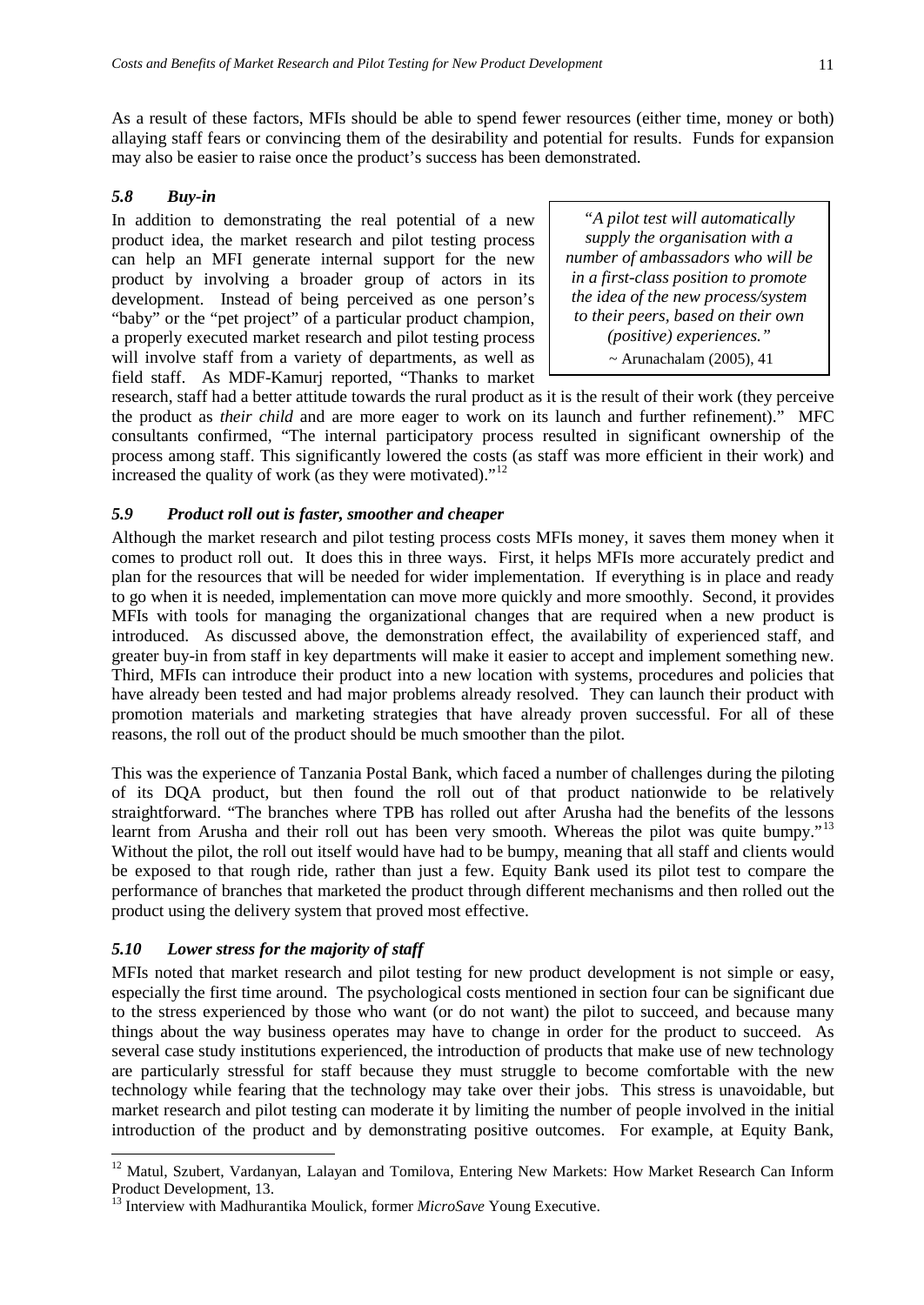As a result of these factors, MFIs should be able to spend fewer resources (either time, money or both) allaying staff fears or convincing them of the desirability and potential for results. Funds for expansion may also be easier to raise once the product's success has been demonstrated.

### *5.8 Buy-in*

In addition to demonstrating the real potential of a new product idea, the market research and pilot testing process can help an MFI generate internal support for the new product by involving a broader group of actors in its development. Instead of being perceived as one person's "baby" or the "pet project" of a particular product champion, a properly executed market research and pilot testing process will involve staff from a variety of departments, as well as field staff. As MDF-Kamurj reported, "Thanks to market research, staff had a better attitude towards the rural product as it is the result of their work (they perceive the product as *their child* and are more eager to work on its launch and further refinement)." MFC consultants confirmed, "The internal participatory process resulted in significant ownership of the process among staff. This significantly lowered the costs (as staff was more efficient in their work) and increased the quality of work (as they were motivated)."[12]

> *"A pilot test will automatically supply the organisation with a number of ambassadors who will be in a first-class position to promote the idea of the new process/system to their peers, based on their own (positive) experiences."*
> ~ Arunachalam (2005), 41

### *5.9 Product roll out is faster, smoother and cheaper*

Although the market research and pilot testing process costs MFIs money, it saves them money when it comes to product roll out. It does this in three ways. First, it helps MFIs more accurately predict and plan for the resources that will be needed for wider implementation. If everything is in place and ready to go when it is needed, implementation can move more quickly and more smoothly. Second, it provides MFIs with tools for managing the organizational changes that are required when a new product is introduced. As discussed above, the demonstration effect, the availability of experienced staff, and greater buy-in from staff in key departments will make it easier to accept and implement something new. Third, MFIs can introduce their product into a new location with systems, procedures and policies that have already been tested and had major problems already resolved. They can launch their product with promotion materials and marketing strategies that have already proven successful. For all of these reasons, the roll out of the product should be much smoother than the pilot.

This was the experience of Tanzania Postal Bank, which faced a number of challenges during the piloting of its DQA product, but then found the roll out of that product nationwide to be relatively straightforward. "The branches where TPB has rolled out after Arusha had the benefits of the lessons learnt from Arusha and their roll out has been very smooth. Whereas the pilot was quite bumpy."[13] Without the pilot, the roll out itself would have had to be bumpy, meaning that all staff and clients would be exposed to that rough ride, rather than just a few. Equity Bank used its pilot test to compare the performance of branches that marketed the product through different mechanisms and then rolled out the product using the delivery system that proved most effective.

### *5.10 Lower stress for the majority of staff*

MFIs noted that market research and pilot testing for new product development is not simple or easy, especially the first time around. The psychological costs mentioned in section four can be significant due to the stress experienced by those who want (or do not want) the pilot to succeed, and because many things about the way business operates may have to change in order for the product to succeed. As several case study institutions experienced, the introduction of products that make use of new technology are particularly stressful for staff because they must struggle to become comfortable with the new technology while fearing that the technology may take over their jobs. This stress is unavoidable, but market research and pilot testing can moderate it by limiting the number of people involved in the initial introduction of the product and by demonstrating positive outcomes. For example, at Equity Bank,

---

[12] Matul, Szubert, Vardanyan, Lalayan and Tomilova, Entering New Markets: How Market Research Can Inform Product Development, 13.

[13] Interview with Madhurantika Moulick, former *MicroSave* Young Executive.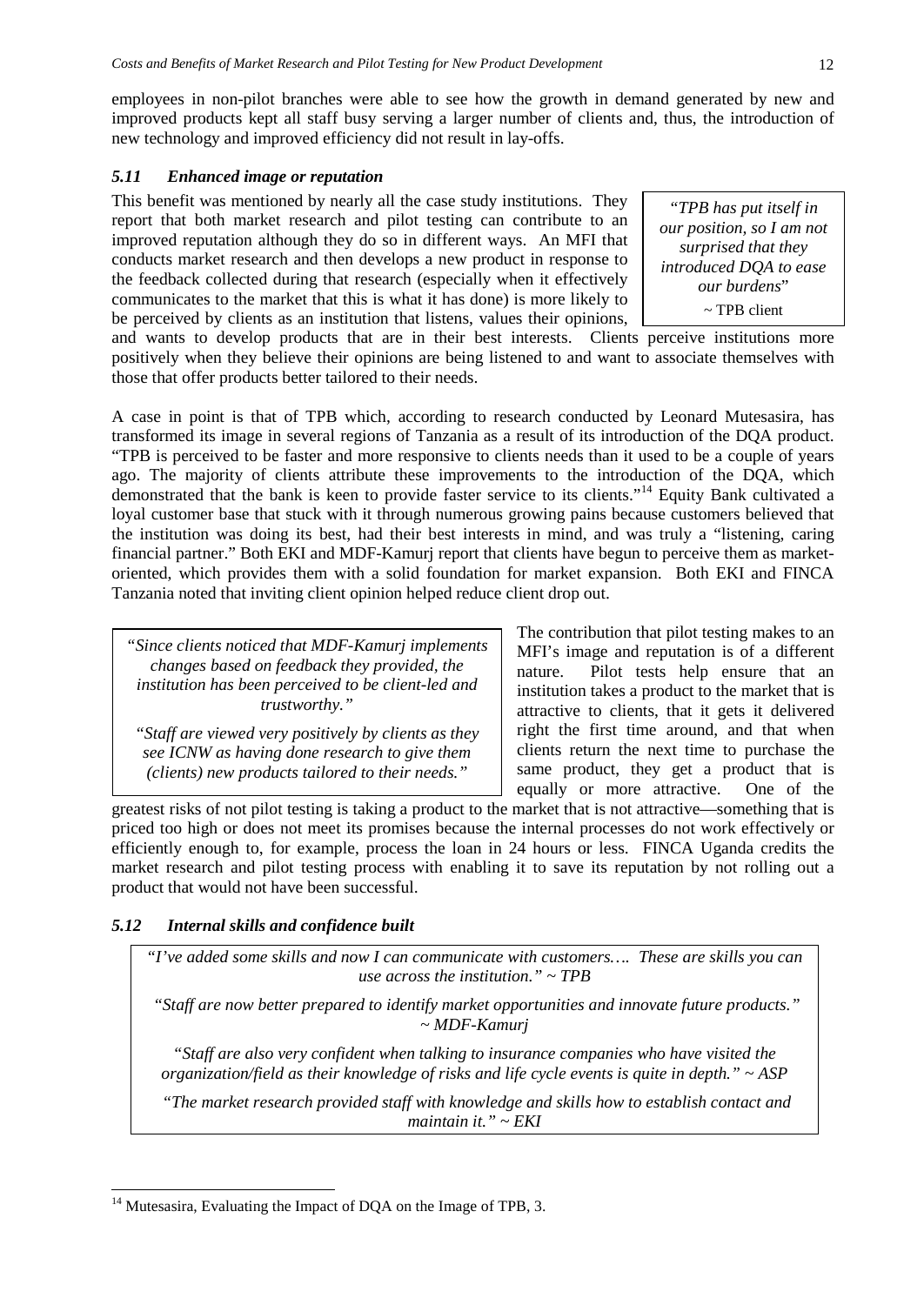employees in non-pilot branches were able to see how the growth in demand generated by new and improved products kept all staff busy serving a larger number of clients and, thus, the introduction of new technology and improved efficiency did not result in lay-offs.

### *5.11 Enhanced image or reputation*

This benefit was mentioned by nearly all the case study institutions. They report that both market research and pilot testing can contribute to an improved reputation although they do so in different ways. An MFI that conducts market research and then develops a new product in response to the feedback collected during that research (especially when it effectively communicates to the market that this is what it has done) is more likely to be perceived by clients as an institution that listens, values their opinions, and wants to develop products that are in their best interests. Clients perceive institutions more positively when they believe their opinions are being listened to and want to associate themselves with those that offer products better tailored to their needs.

> *"TPB has put itself in our position, so I am not surprised that they introduced DQA to ease our burdens"*
> ~ TPB client

A case in point is that of TPB which, according to research conducted by Leonard Mutesasira, has transformed its image in several regions of Tanzania as a result of its introduction of the DQA product. "TPB is perceived to be faster and more responsive to clients needs than it used to be a couple of years ago. The majority of clients attribute these improvements to the introduction of the DQA, which demonstrated that the bank is keen to provide faster service to its clients."[14] Equity Bank cultivated a loyal customer base that stuck with it through numerous growing pains because customers believed that the institution was doing its best, had their best interests in mind, and was truly a "listening, caring financial partner." Both EKI and MDF-Kamurj report that clients have begun to perceive them as market-oriented, which provides them with a solid foundation for market expansion. Both EKI and FINCA Tanzania noted that inviting client opinion helped reduce client drop out.

> *"Since clients noticed that MDF-Kamurj implements changes based on feedback they provided, the institution has been perceived to be client-led and trustworthy."*
>
> *"Staff are viewed very positively by clients as they see ICNW as having done research to give them (clients) new products tailored to their needs."*

The contribution that pilot testing makes to an MFI's image and reputation is of a different nature. Pilot tests help ensure that an institution takes a product to the market that is attractive to clients, that it gets it delivered right the first time around, and that when clients return the next time to purchase the same product, they get a product that is equally or more attractive. One of the greatest risks of not pilot testing is taking a product to the market that is not attractive—something that is priced too high or does not meet its promises because the internal processes do not work effectively or efficiently enough to, for example, process the loan in 24 hours or less. FINCA Uganda credits the market research and pilot testing process with enabling it to save its reputation by not rolling out a product that would not have been successful.

### *5.12 Internal skills and confidence built*

> *"I've added some skills and now I can communicate with customers…. These are skills you can use across the institution." ~ TPB*
>
> *"Staff are now better prepared to identify market opportunities and innovate future products." ~ MDF-Kamurj*
>
> *"Staff are also very confident when talking to insurance companies who have visited the organization/field as their knowledge of risks and life cycle events is quite in depth." ~ ASP*
>
> *"The market research provided staff with knowledge and skills how to establish contact and maintain it." ~ EKI*

---

[14] Mutesasira, Evaluating the Impact of DQA on the Image of TPB, 3.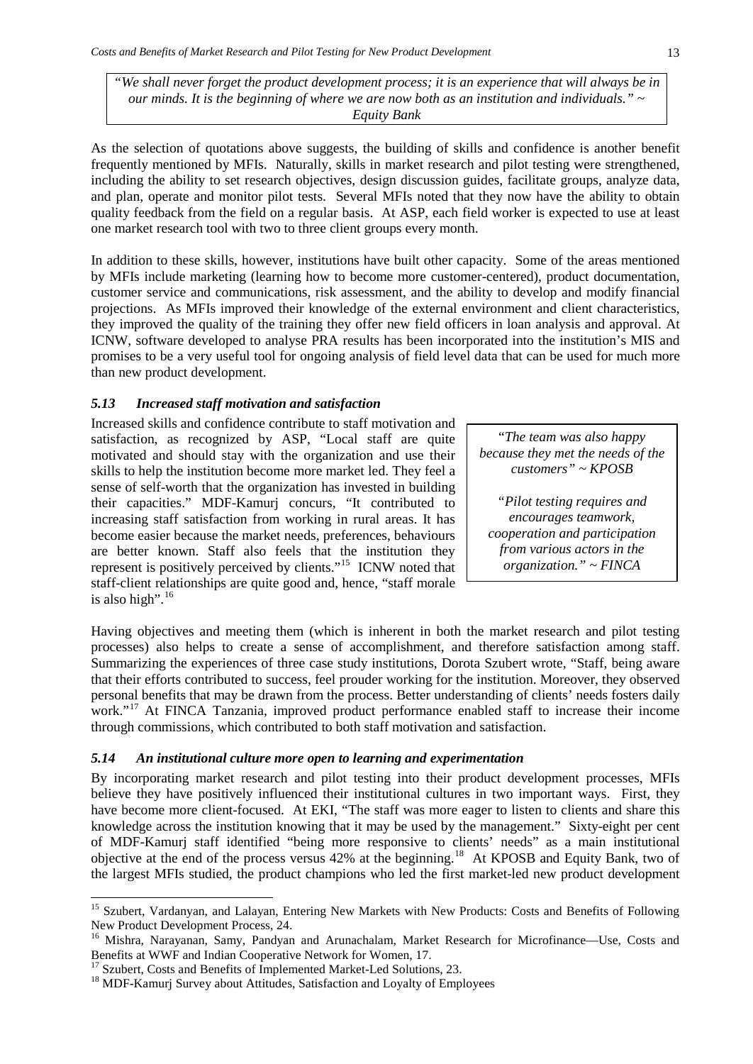> *"We shall never forget the product development process; it is an experience that will always be in our minds. It is the beginning of where we are now both as an institution and individuals." ~ Equity Bank*

As the selection of quotations above suggests, the building of skills and confidence is another benefit frequently mentioned by MFIs. Naturally, skills in market research and pilot testing were strengthened, including the ability to set research objectives, design discussion guides, facilitate groups, analyze data, and plan, operate and monitor pilot tests. Several MFIs noted that they now have the ability to obtain quality feedback from the field on a regular basis. At ASP, each field worker is expected to use at least one market research tool with two to three client groups every month.

In addition to these skills, however, institutions have built other capacity. Some of the areas mentioned by MFIs include marketing (learning how to become more customer-centered), product documentation, customer service and communications, risk assessment, and the ability to develop and modify financial projections. As MFIs improved their knowledge of the external environment and client characteristics, they improved the quality of the training they offer new field officers in loan analysis and approval. At ICNW, software developed to analyse PRA results has been incorporated into the institution's MIS and promises to be a very useful tool for ongoing analysis of field level data that can be used for much more than new product development.

### *5.13 Increased staff motivation and satisfaction*

Increased skills and confidence contribute to staff motivation and satisfaction, as recognized by ASP, "Local staff are quite motivated and should stay with the organization and use their skills to help the institution become more market led. They feel a sense of self-worth that the organization has invested in building their capacities." MDF-Kamurj concurs, "It contributed to increasing staff satisfaction from working in rural areas. It has become easier because the market needs, preferences, behaviours are better known. Staff also feels that the institution they represent is positively perceived by clients."[15] ICNW noted that staff-client relationships are quite good and, hence, "staff morale is also high".[16]

> *"The team was also happy because they met the needs of the customers" ~ KPOSB*
>
> *"Pilot testing requires and encourages teamwork, cooperation and participation from various actors in the organization." ~ FINCA*

Having objectives and meeting them (which is inherent in both the market research and pilot testing processes) also helps to create a sense of accomplishment, and therefore satisfaction among staff. Summarizing the experiences of three case study institutions, Dorota Szubert wrote, "Staff, being aware that their efforts contributed to success, feel prouder working for the institution. Moreover, they observed personal benefits that may be drawn from the process. Better understanding of clients' needs fosters daily work."[17] At FINCA Tanzania, improved product performance enabled staff to increase their income through commissions, which contributed to both staff motivation and satisfaction.

### *5.14 An institutional culture more open to learning and experimentation*

By incorporating market research and pilot testing into their product development processes, MFIs believe they have positively influenced their institutional cultures in two important ways. First, they have become more client-focused. At EKI, "The staff was more eager to listen to clients and share this knowledge across the institution knowing that it may be used by the management." Sixty-eight per cent of MDF-Kamurj staff identified "being more responsive to clients' needs" as a main institutional objective at the end of the process versus 42% at the beginning.[18] At KPOSB and Equity Bank, two of the largest MFIs studied, the product champions who led the first market-led new product development

---

[15] Szubert, Vardanyan, and Lalayan, Entering New Markets with New Products: Costs and Benefits of Following New Product Development Process, 24.

[16] Mishra, Narayanan, Samy, Pandyan and Arunachalam, Market Research for Microfinance—Use, Costs and Benefits at WWF and Indian Cooperative Network for Women, 17.

[17] Szubert, Costs and Benefits of Implemented Market-Led Solutions, 23.

[18] MDF-Kamurj Survey about Attitudes, Satisfaction and Loyalty of Employees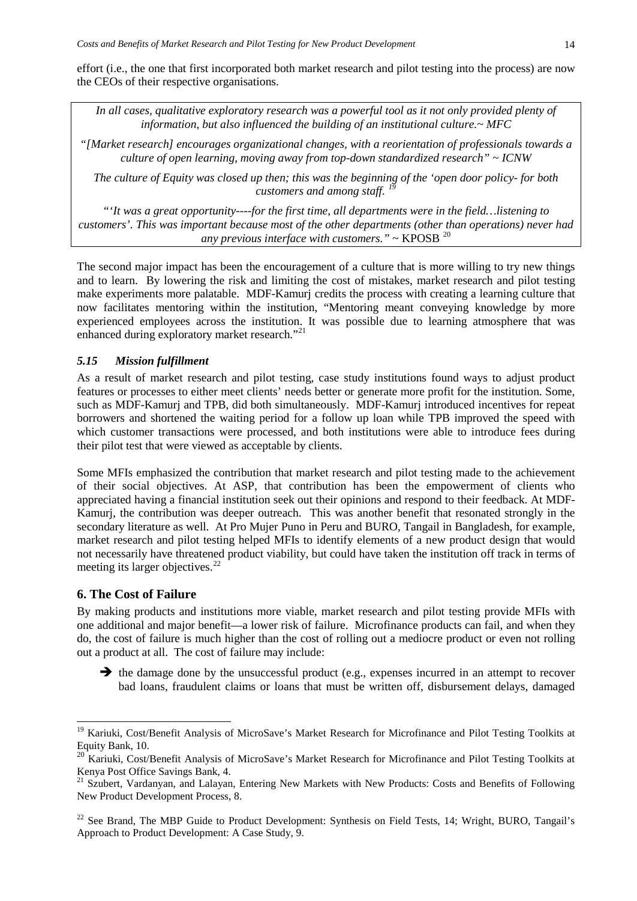effort (i.e., the one that first incorporated both market research and pilot testing into the process) are now the CEOs of their respective organisations.

> *In all cases, qualitative exploratory research was a powerful tool as it not only provided plenty of information, but also influenced the building of an institutional culture.~ MFC*
>
> *"[Market research] encourages organizational changes, with a reorientation of professionals towards a culture of open learning, moving away from top-down standardized research" ~ ICNW*
>
> *The culture of Equity was closed up then; this was the beginning of the 'open door policy- for both customers and among staff.* [19]
>
> *"'It was a great opportunity----for the first time, all departments were in the field…listening to customers'. This was important because most of the other departments (other than operations) never had any previous interface with customers."* ~ KPOSB [20]

The second major impact has been the encouragement of a culture that is more willing to try new things and to learn. By lowering the risk and limiting the cost of mistakes, market research and pilot testing make experiments more palatable. MDF-Kamurj credits the process with creating a learning culture that now facilitates mentoring within the institution, "Mentoring meant conveying knowledge by more experienced employees across the institution. It was possible due to learning atmosphere that was enhanced during exploratory market research."[21]

### *5.15 Mission fulfillment*

As a result of market research and pilot testing, case study institutions found ways to adjust product features or processes to either meet clients' needs better or generate more profit for the institution. Some, such as MDF-Kamurj and TPB, did both simultaneously. MDF-Kamurj introduced incentives for repeat borrowers and shortened the waiting period for a follow up loan while TPB improved the speed with which customer transactions were processed, and both institutions were able to introduce fees during their pilot test that were viewed as acceptable by clients.

Some MFIs emphasized the contribution that market research and pilot testing made to the achievement of their social objectives. At ASP, that contribution has been the empowerment of clients who appreciated having a financial institution seek out their opinions and respond to their feedback. At MDF-Kamurj, the contribution was deeper outreach. This was another benefit that resonated strongly in the secondary literature as well. At Pro Mujer Puno in Peru and BURO, Tangail in Bangladesh, for example, market research and pilot testing helped MFIs to identify elements of a new product design that would not necessarily have threatened product viability, but could have taken the institution off track in terms of meeting its larger objectives.[22]

## 6. The Cost of Failure

By making products and institutions more viable, market research and pilot testing provide MFIs with one additional and major benefit—a lower risk of failure. Microfinance products can fail, and when they do, the cost of failure is much higher than the cost of rolling out a mediocre product or even not rolling out a product at all. The cost of failure may include:

- ➔ the damage done by the unsuccessful product (e.g., expenses incurred in an attempt to recover bad loans, fraudulent claims or loans that must be written off, disbursement delays, damaged

---

[19] Kariuki, Cost/Benefit Analysis of MicroSave's Market Research for Microfinance and Pilot Testing Toolkits at Equity Bank, 10.

[20] Kariuki, Cost/Benefit Analysis of MicroSave's Market Research for Microfinance and Pilot Testing Toolkits at Kenya Post Office Savings Bank, 4.

[21] Szubert, Vardanyan, and Lalayan, Entering New Markets with New Products: Costs and Benefits of Following New Product Development Process, 8.

[22] See Brand, The MBP Guide to Product Development: Synthesis on Field Tests, 14; Wright, BURO, Tangail's Approach to Product Development: A Case Study, 9.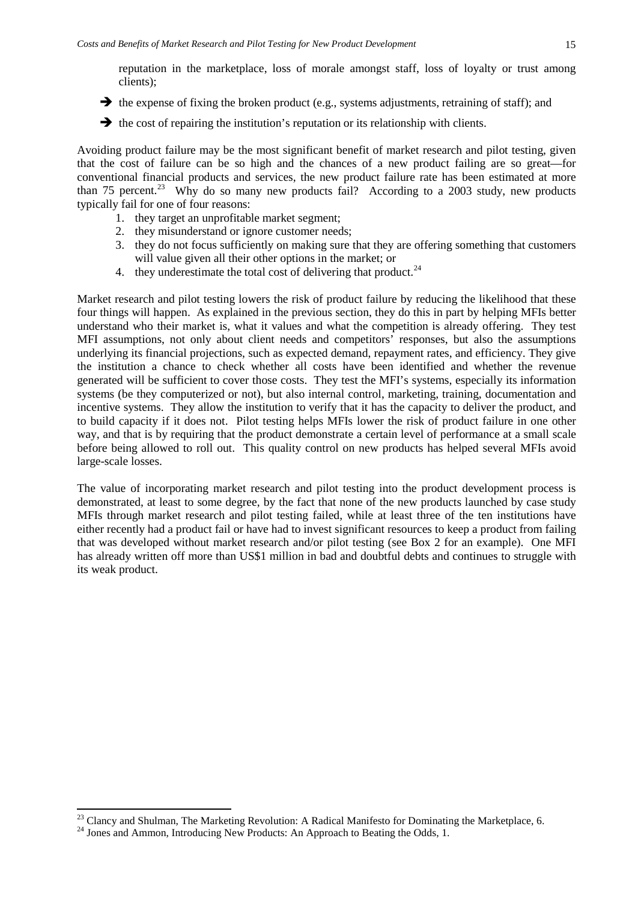reputation in the marketplace, loss of morale amongst staff, loss of loyalty or trust among clients);

- ➔ the expense of fixing the broken product (e.g., systems adjustments, retraining of staff); and
- ➔ the cost of repairing the institution's reputation or its relationship with clients.

Avoiding product failure may be the most significant benefit of market research and pilot testing, given that the cost of failure can be so high and the chances of a new product failing are so great—for conventional financial products and services, the new product failure rate has been estimated at more than 75 percent.[23] Why do so many new products fail? According to a 2003 study, new products typically fail for one of four reasons:

1. they target an unprofitable market segment;
2. they misunderstand or ignore customer needs;
3. they do not focus sufficiently on making sure that they are offering something that customers will value given all their other options in the market; or
4. they underestimate the total cost of delivering that product.[24]

Market research and pilot testing lowers the risk of product failure by reducing the likelihood that these four things will happen. As explained in the previous section, they do this in part by helping MFIs better understand who their market is, what it values and what the competition is already offering. They test MFI assumptions, not only about client needs and competitors' responses, but also the assumptions underlying its financial projections, such as expected demand, repayment rates, and efficiency. They give the institution a chance to check whether all costs have been identified and whether the revenue generated will be sufficient to cover those costs. They test the MFI's systems, especially its information systems (be they computerized or not), but also internal control, marketing, training, documentation and incentive systems. They allow the institution to verify that it has the capacity to deliver the product, and to build capacity if it does not. Pilot testing helps MFIs lower the risk of product failure in one other way, and that is by requiring that the product demonstrate a certain level of performance at a small scale before being allowed to roll out. This quality control on new products has helped several MFIs avoid large-scale losses.

The value of incorporating market research and pilot testing into the product development process is demonstrated, at least to some degree, by the fact that none of the new products launched by case study MFIs through market research and pilot testing failed, while at least three of the ten institutions have either recently had a product fail or have had to invest significant resources to keep a product from failing that was developed without market research and/or pilot testing (see Box 2 for an example). One MFI has already written off more than US$1 million in bad and doubtful debts and continues to struggle with its weak product.

---

[23] Clancy and Shulman, The Marketing Revolution: A Radical Manifesto for Dominating the Marketplace, 6.

[24] Jones and Ammon, Introducing New Products: An Approach to Beating the Odds, 1.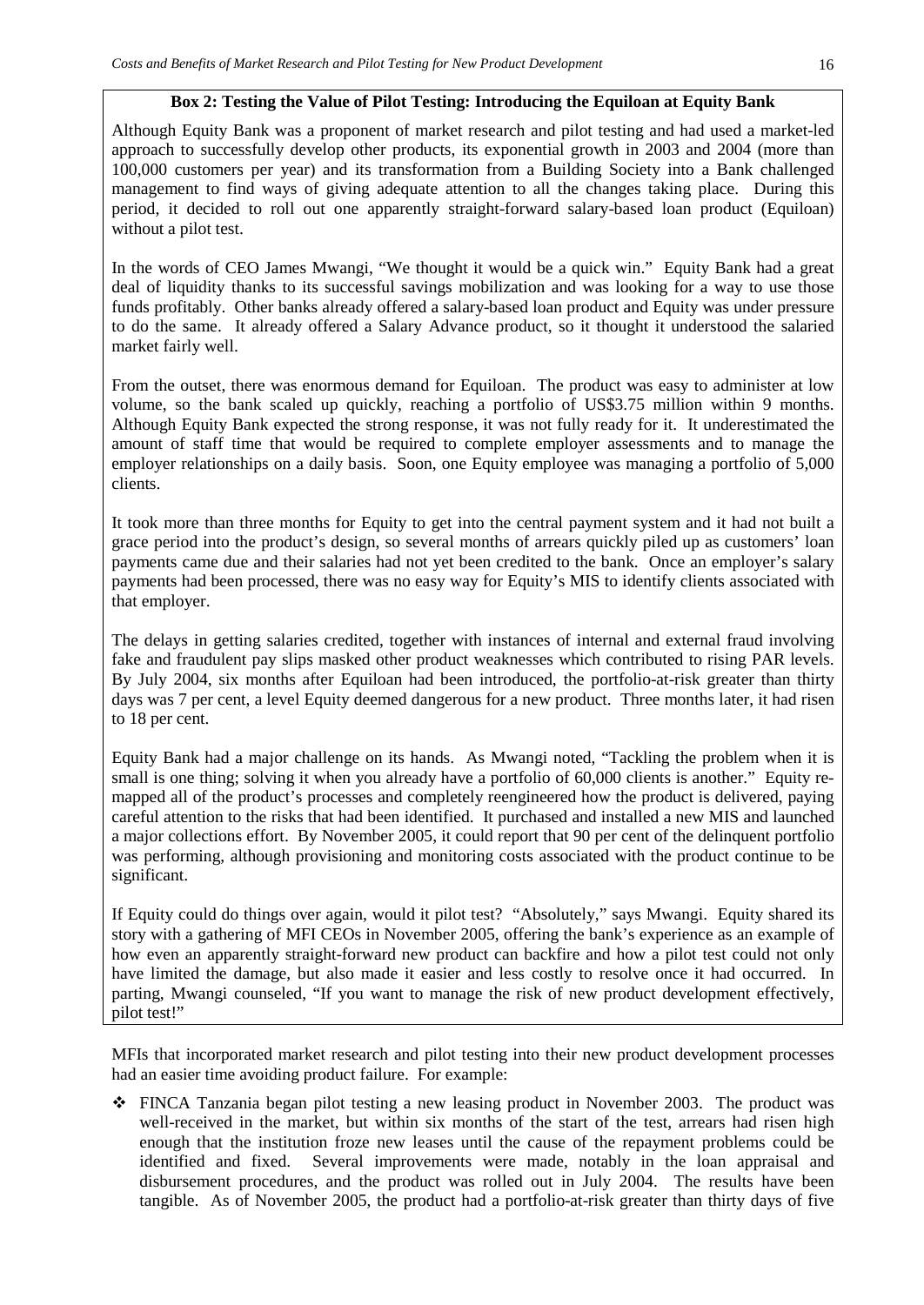**Box 2: Testing the Value of Pilot Testing: Introducing the Equiloan at Equity Bank**

Although Equity Bank was a proponent of market research and pilot testing and had used a market-led approach to successfully develop other products, its exponential growth in 2003 and 2004 (more than 100,000 customers per year) and its transformation from a Building Society into a Bank challenged management to find ways of giving adequate attention to all the changes taking place. During this period, it decided to roll out one apparently straight-forward salary-based loan product (Equiloan) without a pilot test.

In the words of CEO James Mwangi, "We thought it would be a quick win." Equity Bank had a great deal of liquidity thanks to its successful savings mobilization and was looking for a way to use those funds profitably. Other banks already offered a salary-based loan product and Equity was under pressure to do the same. It already offered a Salary Advance product, so it thought it understood the salaried market fairly well.

From the outset, there was enormous demand for Equiloan. The product was easy to administer at low volume, so the bank scaled up quickly, reaching a portfolio of US$3.75 million within 9 months. Although Equity Bank expected the strong response, it was not fully ready for it. It underestimated the amount of staff time that would be required to complete employer assessments and to manage the employer relationships on a daily basis. Soon, one Equity employee was managing a portfolio of 5,000 clients.

It took more than three months for Equity to get into the central payment system and it had not built a grace period into the product's design, so several months of arrears quickly piled up as customers' loan payments came due and their salaries had not yet been credited to the bank. Once an employer's salary payments had been processed, there was no easy way for Equity's MIS to identify clients associated with that employer.

The delays in getting salaries credited, together with instances of internal and external fraud involving fake and fraudulent pay slips masked other product weaknesses which contributed to rising PAR levels. By July 2004, six months after Equiloan had been introduced, the portfolio-at-risk greater than thirty days was 7 per cent, a level Equity deemed dangerous for a new product. Three months later, it had risen to 18 per cent.

Equity Bank had a major challenge on its hands. As Mwangi noted, "Tackling the problem when it is small is one thing; solving it when you already have a portfolio of 60,000 clients is another." Equity re-mapped all of the product's processes and completely reengineered how the product is delivered, paying careful attention to the risks that had been identified. It purchased and installed a new MIS and launched a major collections effort. By November 2005, it could report that 90 per cent of the delinquent portfolio was performing, although provisioning and monitoring costs associated with the product continue to be significant.

If Equity could do things over again, would it pilot test? "Absolutely," says Mwangi. Equity shared its story with a gathering of MFI CEOs in November 2005, offering the bank's experience as an example of how even an apparently straight-forward new product can backfire and how a pilot test could not only have limited the damage, but also made it easier and less costly to resolve once it had occurred. In parting, Mwangi counseled, "If you want to manage the risk of new product development effectively, pilot test!"

MFIs that incorporated market research and pilot testing into their new product development processes had an easier time avoiding product failure. For example:

- FINCA Tanzania began pilot testing a new leasing product in November 2003. The product was well-received in the market, but within six months of the start of the test, arrears had risen high enough that the institution froze new leases until the cause of the repayment problems could be identified and fixed. Several improvements were made, notably in the loan appraisal and disbursement procedures, and the product was rolled out in July 2004. The results have been tangible. As of November 2005, the product had a portfolio-at-risk greater than thirty days of five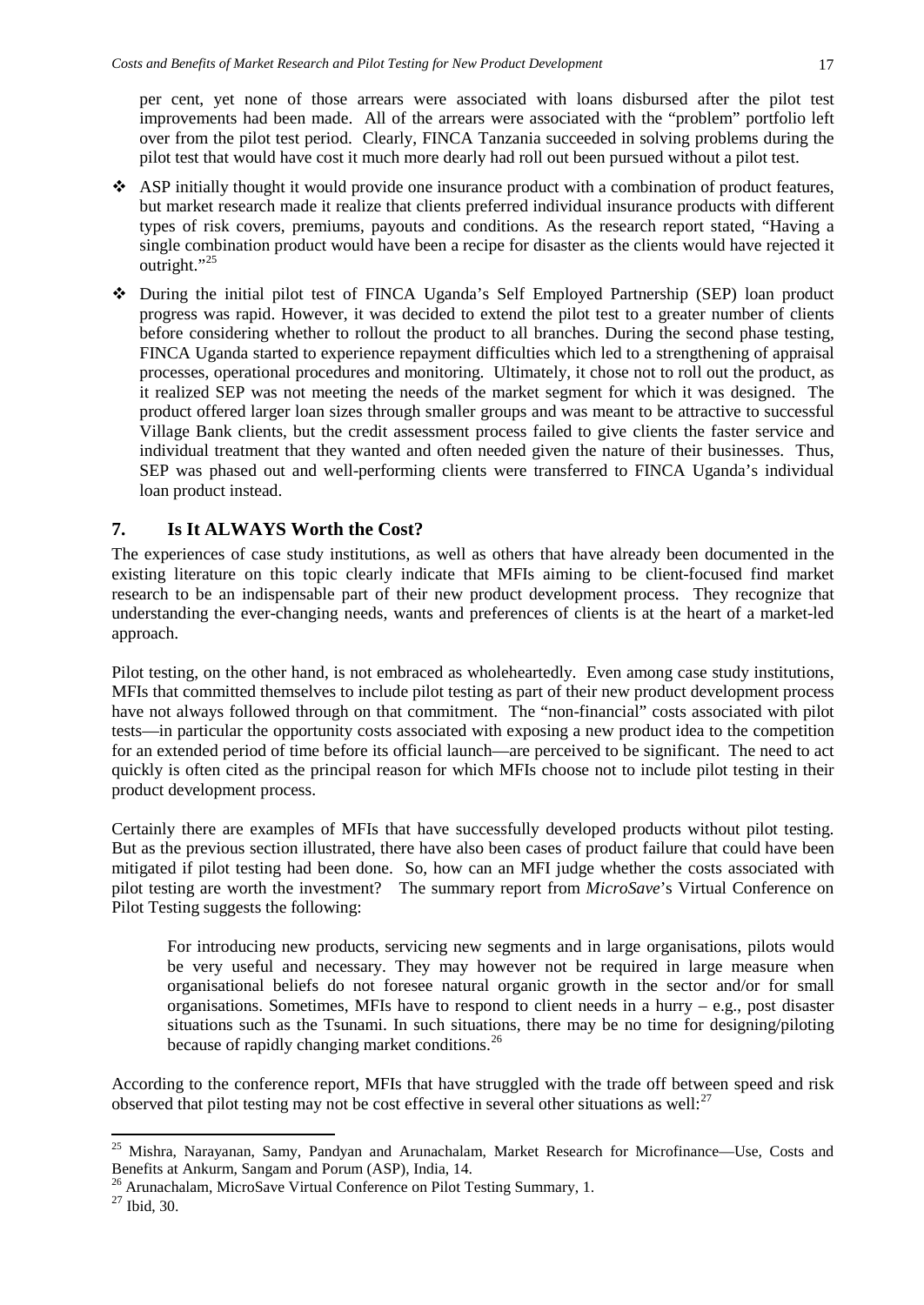per cent, yet none of those arrears were associated with loans disbursed after the pilot test improvements had been made. All of the arrears were associated with the "problem" portfolio left over from the pilot test period. Clearly, FINCA Tanzania succeeded in solving problems during the pilot test that would have cost it much more dearly had roll out been pursued without a pilot test.

- ASP initially thought it would provide one insurance product with a combination of product features, but market research made it realize that clients preferred individual insurance products with different types of risk covers, premiums, payouts and conditions. As the research report stated, "Having a single combination product would have been a recipe for disaster as the clients would have rejected it outright."[25]

- During the initial pilot test of FINCA Uganda's Self Employed Partnership (SEP) loan product progress was rapid. However, it was decided to extend the pilot test to a greater number of clients before considering whether to rollout the product to all branches. During the second phase testing, FINCA Uganda started to experience repayment difficulties which led to a strengthening of appraisal processes, operational procedures and monitoring. Ultimately, it chose not to roll out the product, as it realized SEP was not meeting the needs of the market segment for which it was designed. The product offered larger loan sizes through smaller groups and was meant to be attractive to successful Village Bank clients, but the credit assessment process failed to give clients the faster service and individual treatment that they wanted and often needed given the nature of their businesses. Thus, SEP was phased out and well-performing clients were transferred to FINCA Uganda's individual loan product instead.

## 7. Is It ALWAYS Worth the Cost?

The experiences of case study institutions, as well as others that have already been documented in the existing literature on this topic clearly indicate that MFIs aiming to be client-focused find market research to be an indispensable part of their new product development process. They recognize that understanding the ever-changing needs, wants and preferences of clients is at the heart of a market-led approach.

Pilot testing, on the other hand, is not embraced as wholeheartedly. Even among case study institutions, MFIs that committed themselves to include pilot testing as part of their new product development process have not always followed through on that commitment. The "non-financial" costs associated with pilot tests—in particular the opportunity costs associated with exposing a new product idea to the competition for an extended period of time before its official launch—are perceived to be significant. The need to act quickly is often cited as the principal reason for which MFIs choose not to include pilot testing in their product development process.

Certainly there are examples of MFIs that have successfully developed products without pilot testing. But as the previous section illustrated, there have also been cases of product failure that could have been mitigated if pilot testing had been done. So, how can an MFI judge whether the costs associated with pilot testing are worth the investment? The summary report from *MicroSave*'s Virtual Conference on Pilot Testing suggests the following:

> For introducing new products, servicing new segments and in large organisations, pilots would be very useful and necessary. They may however not be required in large measure when organisational beliefs do not foresee natural organic growth in the sector and/or for small organisations. Sometimes, MFIs have to respond to client needs in a hurry – e.g., post disaster situations such as the Tsunami. In such situations, there may be no time for designing/piloting because of rapidly changing market conditions.[26]

According to the conference report, MFIs that have struggled with the trade off between speed and risk observed that pilot testing may not be cost effective in several other situations as well:[27]

---

[25] Mishra, Narayanan, Samy, Pandyan and Arunachalam, Market Research for Microfinance—Use, Costs and Benefits at Ankurm, Sangam and Porum (ASP), India, 14.

[26] Arunachalam, MicroSave Virtual Conference on Pilot Testing Summary, 1.

[27] Ibid, 30.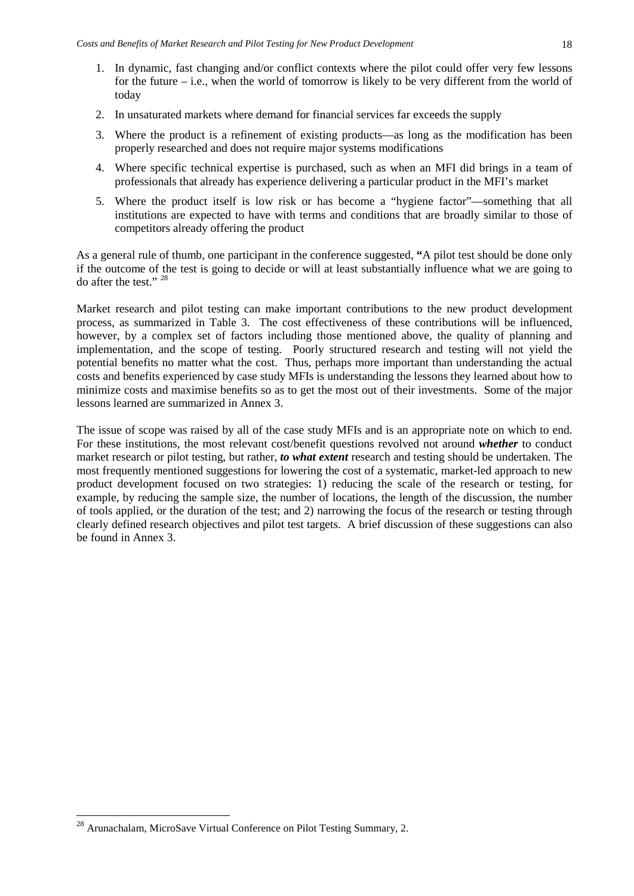1. In dynamic, fast changing and/or conflict contexts where the pilot could offer very few lessons for the future – i.e., when the world of tomorrow is likely to be very different from the world of today
2. In unsaturated markets where demand for financial services far exceeds the supply
3. Where the product is a refinement of existing products—as long as the modification has been properly researched and does not require major systems modifications
4. Where specific technical expertise is purchased, such as when an MFI did brings in a team of professionals that already has experience delivering a particular product in the MFI's market
5. Where the product itself is low risk or has become a "hygiene factor"—something that all institutions are expected to have with terms and conditions that are broadly similar to those of competitors already offering the product

As a general rule of thumb, one participant in the conference suggested, **"**A pilot test should be done only if the outcome of the test is going to decide or will at least substantially influence what we are going to do after the test." [28]

Market research and pilot testing can make important contributions to the new product development process, as summarized in Table 3. The cost effectiveness of these contributions will be influenced, however, by a complex set of factors including those mentioned above, the quality of planning and implementation, and the scope of testing. Poorly structured research and testing will not yield the potential benefits no matter what the cost. Thus, perhaps more important than understanding the actual costs and benefits experienced by case study MFIs is understanding the lessons they learned about how to minimize costs and maximise benefits so as to get the most out of their investments. Some of the major lessons learned are summarized in Annex 3.

The issue of scope was raised by all of the case study MFIs and is an appropriate note on which to end. For these institutions, the most relevant cost/benefit questions revolved not around ***whether*** to conduct market research or pilot testing, but rather, ***to what extent*** research and testing should be undertaken. The most frequently mentioned suggestions for lowering the cost of a systematic, market-led approach to new product development focused on two strategies: 1) reducing the scale of the research or testing, for example, by reducing the sample size, the number of locations, the length of the discussion, the number of tools applied, or the duration of the test; and 2) narrowing the focus of the research or testing through clearly defined research objectives and pilot test targets. A brief discussion of these suggestions can also be found in Annex 3.

---

[28] Arunachalam, MicroSave Virtual Conference on Pilot Testing Summary, 2.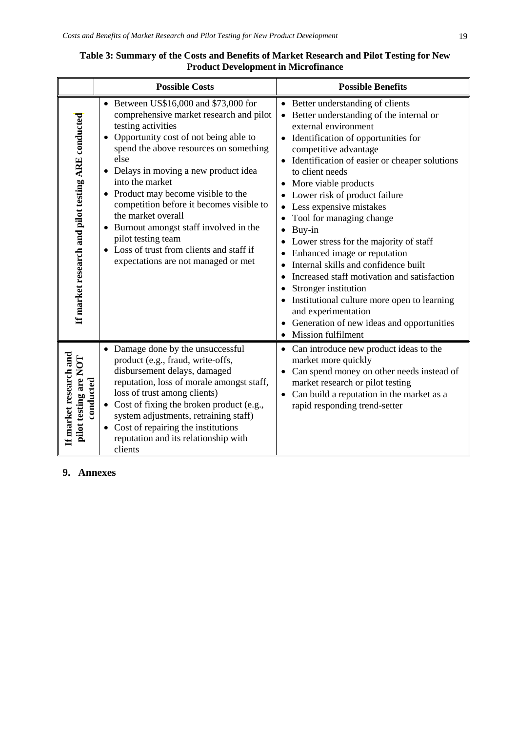**Table 3: Summary of the Costs and Benefits of Market Research and Pilot Testing for New Product Development in Microfinance**

| | Possible Costs | Possible Benefits |
|---|---|---|
| **If market research and pilot testing ARE conducted** | • Between US$16,000 and $73,000 for comprehensive market research and pilot testing activities<br>• Opportunity cost of not being able to spend the above resources on something else<br>• Delays in moving a new product idea into the market<br>• Product may become visible to the competition before it becomes visible to the market overall<br>• Burnout amongst staff involved in the pilot testing team<br>• Loss of trust from clients and staff if expectations are not managed or met | • Better understanding of clients<br>• Better understanding of the internal or external environment<br>• Identification of opportunities for competitive advantage<br>• Identification of easier or cheaper solutions to client needs<br>• More viable products<br>• Lower risk of product failure<br>• Less expensive mistakes<br>• Tool for managing change<br>• Buy-in<br>• Lower stress for the majority of staff<br>• Enhanced image or reputation<br>• Internal skills and confidence built<br>• Increased staff motivation and satisfaction<br>• Stronger institution<br>• Institutional culture more open to learning and experimentation<br>• Generation of new ideas and opportunities<br>• Mission fulfilment |
| **If market research and pilot testing are NOT conducted** | • Damage done by the unsuccessful product (e.g., fraud, write-offs, disbursement delays, damaged reputation, loss of morale amongst staff, loss of trust among clients)<br>• Cost of fixing the broken product (e.g., system adjustments, retraining staff)<br>• Cost of repairing the institutions reputation and its relationship with clients | • Can introduce new product ideas to the market more quickly<br>• Can spend money on other needs instead of market research or pilot testing<br>• Can build a reputation in the market as a rapid responding trend-setter |

## 9. Annexes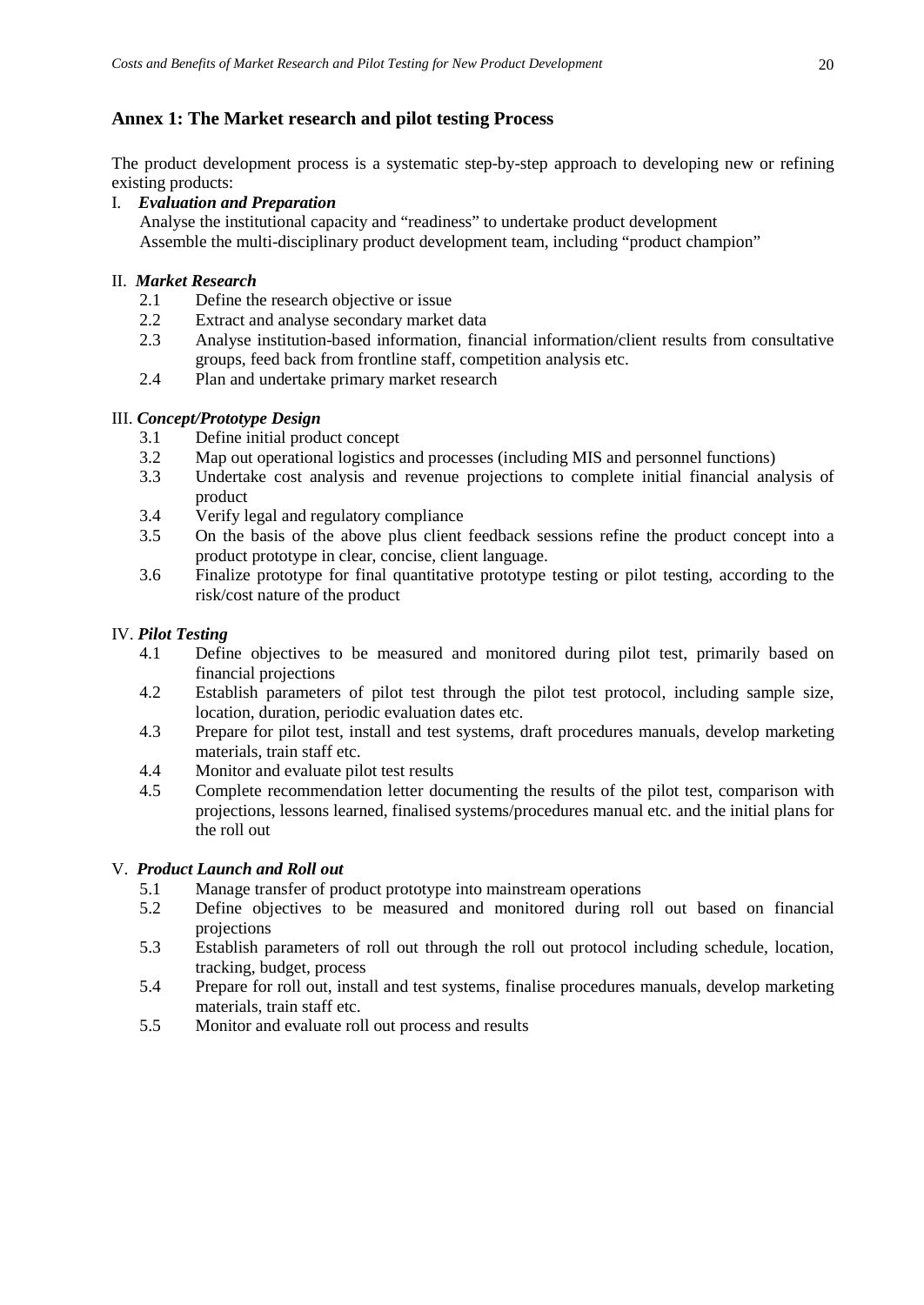## Annex 1: The Market research and pilot testing Process

The product development process is a systematic step-by-step approach to developing new or refining existing products:

I. ***Evaluation and Preparation***

Analyse the institutional capacity and "readiness" to undertake product development
Assemble the multi-disciplinary product development team, including "product champion"

II. ***Market Research***

- 2.1 Define the research objective or issue
- 2.2 Extract and analyse secondary market data
- 2.3 Analyse institution-based information, financial information/client results from consultative groups, feed back from frontline staff, competition analysis etc.
- 2.4 Plan and undertake primary market research

III. ***Concept/Prototype Design***

- 3.1 Define initial product concept
- 3.2 Map out operational logistics and processes (including MIS and personnel functions)
- 3.3 Undertake cost analysis and revenue projections to complete initial financial analysis of product
- 3.4 Verify legal and regulatory compliance
- 3.5 On the basis of the above plus client feedback sessions refine the product concept into a product prototype in clear, concise, client language.
- 3.6 Finalize prototype for final quantitative prototype testing or pilot testing, according to the risk/cost nature of the product

IV. ***Pilot Testing***

- 4.1 Define objectives to be measured and monitored during pilot test, primarily based on financial projections
- 4.2 Establish parameters of pilot test through the pilot test protocol, including sample size, location, duration, periodic evaluation dates etc.
- 4.3 Prepare for pilot test, install and test systems, draft procedures manuals, develop marketing materials, train staff etc.
- 4.4 Monitor and evaluate pilot test results
- 4.5 Complete recommendation letter documenting the results of the pilot test, comparison with projections, lessons learned, finalised systems/procedures manual etc. and the initial plans for the roll out

V. ***Product Launch and Roll out***

- 5.1 Manage transfer of product prototype into mainstream operations
- 5.2 Define objectives to be measured and monitored during roll out based on financial projections
- 5.3 Establish parameters of roll out through the roll out protocol including schedule, location, tracking, budget, process
- 5.4 Prepare for roll out, install and test systems, finalise procedures manuals, develop marketing materials, train staff etc.
- 5.5 Monitor and evaluate roll out process and results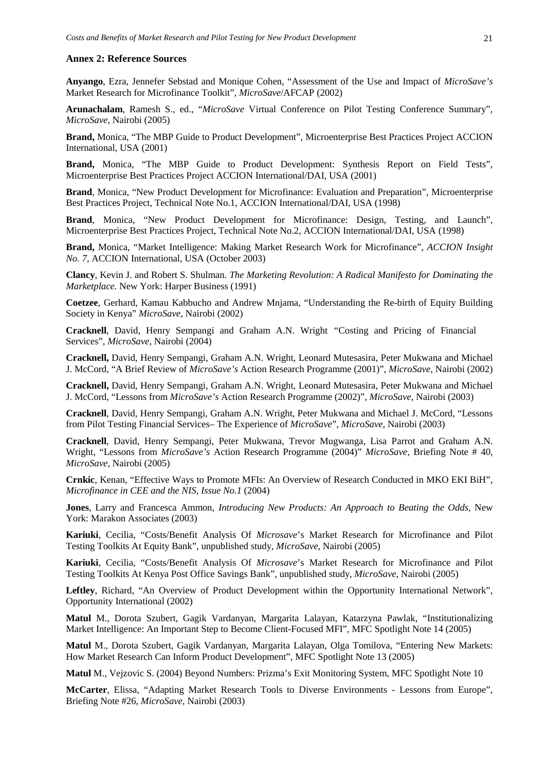### Annex 2: Reference Sources

**Anyango**, Ezra, Jennefer Sebstad and Monique Cohen, "Assessment of the Use and Impact of *MicroSave's* Market Research for Microfinance Toolkit", *MicroSave*/AFCAP (2002)

**Arunachalam**, Ramesh S., ed., "*MicroSave* Virtual Conference on Pilot Testing Conference Summary", *MicroSave*, Nairobi (2005)

**Brand,** Monica, "The MBP Guide to Product Development", Microenterprise Best Practices Project ACCION International, USA (2001)

**Brand,** Monica, "The MBP Guide to Product Development: Synthesis Report on Field Tests", Microenterprise Best Practices Project ACCION International/DAI, USA (2001)

**Brand**, Monica, "New Product Development for Microfinance: Evaluation and Preparation", Microenterprise Best Practices Project, Technical Note No.1, ACCION International/DAI, USA (1998)

**Brand**, Monica, "New Product Development for Microfinance: Design, Testing, and Launch", Microenterprise Best Practices Project, Technical Note No.2, ACCION International/DAI, USA (1998)

**Brand,** Monica, "Market Intelligence: Making Market Research Work for Microfinance", *ACCION Insight No. 7*, ACCION International, USA (October 2003)

**Clancy**, Kevin J. and Robert S. Shulman. *The Marketing Revolution: A Radical Manifesto for Dominating the Marketplace.* New York: Harper Business (1991)

**Coetzee**, Gerhard, Kamau Kabbucho and Andrew Mnjama, "Understanding the Re-birth of Equity Building Society in Kenya" *MicroSave*, Nairobi (2002)

**Cracknell**, David, Henry Sempangi and Graham A.N. Wright "Costing and Pricing of Financial Services", *MicroSave*, Nairobi (2004)

**Cracknell,** David, Henry Sempangi, Graham A.N. Wright, Leonard Mutesasira, Peter Mukwana and Michael J. McCord, "A Brief Review of *MicroSave's* Action Research Programme (2001)", *MicroSave*, Nairobi (2002)

**Cracknell,** David, Henry Sempangi, Graham A.N. Wright, Leonard Mutesasira, Peter Mukwana and Michael J. McCord, "Lessons from *MicroSave's* Action Research Programme (2002)", *MicroSave*, Nairobi (2003)

**Cracknell**, David, Henry Sempangi, Graham A.N. Wright, Peter Mukwana and Michael J. McCord, "Lessons from Pilot Testing Financial Services– The Experience of *MicroSave*", *MicroSave*, Nairobi (2003)

**Cracknell**, David, Henry Sempangi, Peter Mukwana, Trevor Mugwanga, Lisa Parrot and Graham A.N. Wright, "Lessons from *MicroSave's* Action Research Programme (2004)" *MicroSave*, Briefing Note # 40, *MicroSave*, Nairobi (2005)

**Crnkic**, Kenan, "Effective Ways to Promote MFIs: An Overview of Research Conducted in MKO EKI BiH", *Microfinance in CEE and the NIS, Issue No.1* (2004)

**Jones**, Larry and Francesca Ammon, *Introducing New Products: An Approach to Beating the Odds*, New York: Marakon Associates (2003)

**Kariuki**, Cecilia, "Costs/Benefit Analysis Of *Microsave*'s Market Research for Microfinance and Pilot Testing Toolkits At Equity Bank", unpublished study, *MicroSave*, Nairobi (2005)

**Kariuki**, Cecilia, "Costs/Benefit Analysis Of *Microsave*'s Market Research for Microfinance and Pilot Testing Toolkits At Kenya Post Office Savings Bank", unpublished study, *MicroSave*, Nairobi (2005)

**Leftley**, Richard, "An Overview of Product Development within the Opportunity International Network", Opportunity International (2002)

**Matul** M., Dorota Szubert, Gagik Vardanyan, Margarita Lalayan, Katarzyna Pawlak, "Institutionalizing Market Intelligence: An Important Step to Become Client-Focused MFI", MFC Spotlight Note 14 (2005)

**Matul** M., Dorota Szubert, Gagik Vardanyan, Margarita Lalayan, Olga Tomilova, "Entering New Markets: How Market Research Can Inform Product Development", MFC Spotlight Note 13 (2005)

**Matul** M., Vejzovic S. (2004) Beyond Numbers: Prizma's Exit Monitoring System, MFC Spotlight Note 10

**McCarter**, Elissa, "Adapting Market Research Tools to Diverse Environments - Lessons from Europe", Briefing Note #26, *MicroSave*, Nairobi (2003)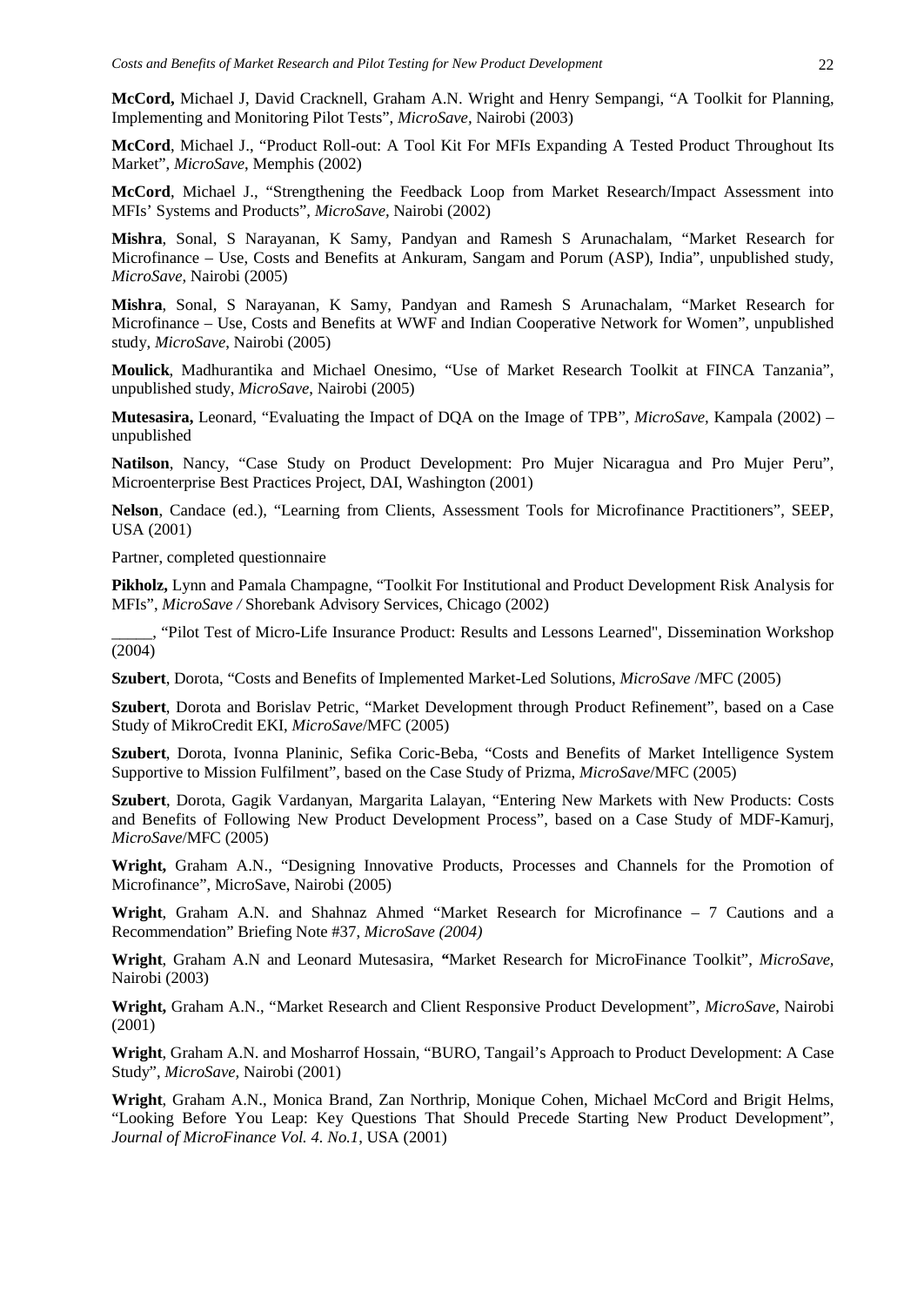**McCord,** Michael J, David Cracknell, Graham A.N. Wright and Henry Sempangi, "A Toolkit for Planning, Implementing and Monitoring Pilot Tests", *MicroSave*, Nairobi (2003)

**McCord**, Michael J., "Product Roll-out: A Tool Kit For MFIs Expanding A Tested Product Throughout Its Market", *MicroSave*, Memphis (2002)

**McCord**, Michael J., "Strengthening the Feedback Loop from Market Research/Impact Assessment into MFIs' Systems and Products", *MicroSave,* Nairobi (2002)

**Mishra**, Sonal, S Narayanan, K Samy, Pandyan and Ramesh S Arunachalam, "Market Research for Microfinance – Use, Costs and Benefits at Ankuram, Sangam and Porum (ASP), India", unpublished study, *MicroSave*, Nairobi (2005)

**Mishra**, Sonal, S Narayanan, K Samy, Pandyan and Ramesh S Arunachalam, "Market Research for Microfinance – Use, Costs and Benefits at WWF and Indian Cooperative Network for Women", unpublished study, *MicroSave*, Nairobi (2005)

**Moulick**, Madhurantika and Michael Onesimo, "Use of Market Research Toolkit at FINCA Tanzania", unpublished study, *MicroSave*, Nairobi (2005)

**Mutesasira,** Leonard, "Evaluating the Impact of DQA on the Image of TPB", *MicroSave*, Kampala (2002) – unpublished

**Natilson**, Nancy, "Case Study on Product Development: Pro Mujer Nicaragua and Pro Mujer Peru", Microenterprise Best Practices Project, DAI, Washington (2001)

**Nelson**, Candace (ed.), "Learning from Clients, Assessment Tools for Microfinance Practitioners", SEEP, USA (2001)

Partner, completed questionnaire

**Pikholz,** Lynn and Pamala Champagne, "Toolkit For Institutional and Product Development Risk Analysis for MFIs", *MicroSave /* Shorebank Advisory Services, Chicago (2002)

_____, "Pilot Test of Micro-Life Insurance Product: Results and Lessons Learned", Dissemination Workshop (2004)

**Szubert**, Dorota, "Costs and Benefits of Implemented Market-Led Solutions, *MicroSave* /MFC (2005)

**Szubert**, Dorota and Borislav Petric, "Market Development through Product Refinement", based on a Case Study of MikroCredit EKI, *MicroSave*/MFC (2005)

**Szubert**, Dorota, Ivonna Planinic, Sefika Coric-Beba, "Costs and Benefits of Market Intelligence System Supportive to Mission Fulfilment", based on the Case Study of Prizma, *MicroSave*/MFC (2005)

**Szubert**, Dorota, Gagik Vardanyan, Margarita Lalayan, "Entering New Markets with New Products: Costs and Benefits of Following New Product Development Process", based on a Case Study of MDF-Kamurj, *MicroSave*/MFC (2005)

**Wright,** Graham A.N., "Designing Innovative Products, Processes and Channels for the Promotion of Microfinance", MicroSave, Nairobi (2005)

**Wright**, Graham A.N. and Shahnaz Ahmed "Market Research for Microfinance – 7 Cautions and a Recommendation" Briefing Note #37, *MicroSave (2004)*

**Wright**, Graham A.N and Leonard Mutesasira, **"**Market Research for MicroFinance Toolkit", *MicroSave*, Nairobi (2003)

**Wright,** Graham A.N., "Market Research and Client Responsive Product Development", *MicroSave*, Nairobi (2001)

**Wright**, Graham A.N. and Mosharrof Hossain, "BURO, Tangail's Approach to Product Development: A Case Study", *MicroSave,* Nairobi (2001)

**Wright**, Graham A.N., Monica Brand, Zan Northrip, Monique Cohen, Michael McCord and Brigit Helms, "Looking Before You Leap: Key Questions That Should Precede Starting New Product Development", *Journal of MicroFinance Vol. 4. No.1*, USA (2001)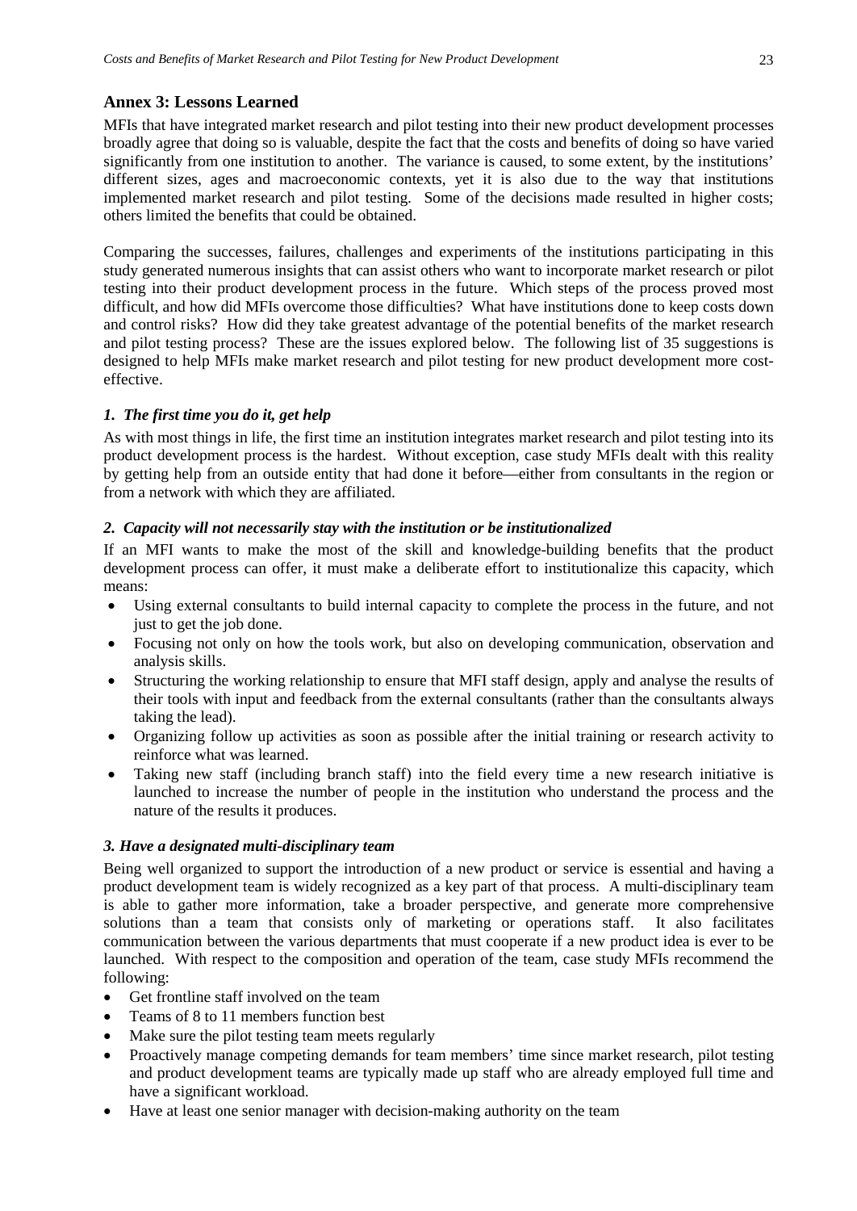## Annex 3: Lessons Learned

MFIs that have integrated market research and pilot testing into their new product development processes broadly agree that doing so is valuable, despite the fact that the costs and benefits of doing so have varied significantly from one institution to another. The variance is caused, to some extent, by the institutions' different sizes, ages and macroeconomic contexts, yet it is also due to the way that institutions implemented market research and pilot testing. Some of the decisions made resulted in higher costs; others limited the benefits that could be obtained.

Comparing the successes, failures, challenges and experiments of the institutions participating in this study generated numerous insights that can assist others who want to incorporate market research or pilot testing into their product development process in the future. Which steps of the process proved most difficult, and how did MFIs overcome those difficulties? What have institutions done to keep costs down and control risks? How did they take greatest advantage of the potential benefits of the market research and pilot testing process? These are the issues explored below. The following list of 35 suggestions is designed to help MFIs make market research and pilot testing for new product development more cost-effective.

### *1. The first time you do it, get help*

As with most things in life, the first time an institution integrates market research and pilot testing into its product development process is the hardest. Without exception, case study MFIs dealt with this reality by getting help from an outside entity that had done it before—either from consultants in the region or from a network with which they are affiliated.

### *2. Capacity will not necessarily stay with the institution or be institutionalized*

If an MFI wants to make the most of the skill and knowledge-building benefits that the product development process can offer, it must make a deliberate effort to institutionalize this capacity, which means:

- Using external consultants to build internal capacity to complete the process in the future, and not just to get the job done.
- Focusing not only on how the tools work, but also on developing communication, observation and analysis skills.
- Structuring the working relationship to ensure that MFI staff design, apply and analyse the results of their tools with input and feedback from the external consultants (rather than the consultants always taking the lead).
- Organizing follow up activities as soon as possible after the initial training or research activity to reinforce what was learned.
- Taking new staff (including branch staff) into the field every time a new research initiative is launched to increase the number of people in the institution who understand the process and the nature of the results it produces.

### *3. Have a designated multi-disciplinary team*

Being well organized to support the introduction of a new product or service is essential and having a product development team is widely recognized as a key part of that process. A multi-disciplinary team is able to gather more information, take a broader perspective, and generate more comprehensive solutions than a team that consists only of marketing or operations staff. It also facilitates communication between the various departments that must cooperate if a new product idea is ever to be launched. With respect to the composition and operation of the team, case study MFIs recommend the following:

- Get frontline staff involved on the team
- Teams of 8 to 11 members function best
- Make sure the pilot testing team meets regularly
- Proactively manage competing demands for team members' time since market research, pilot testing and product development teams are typically made up staff who are already employed full time and have a significant workload.
- Have at least one senior manager with decision-making authority on the team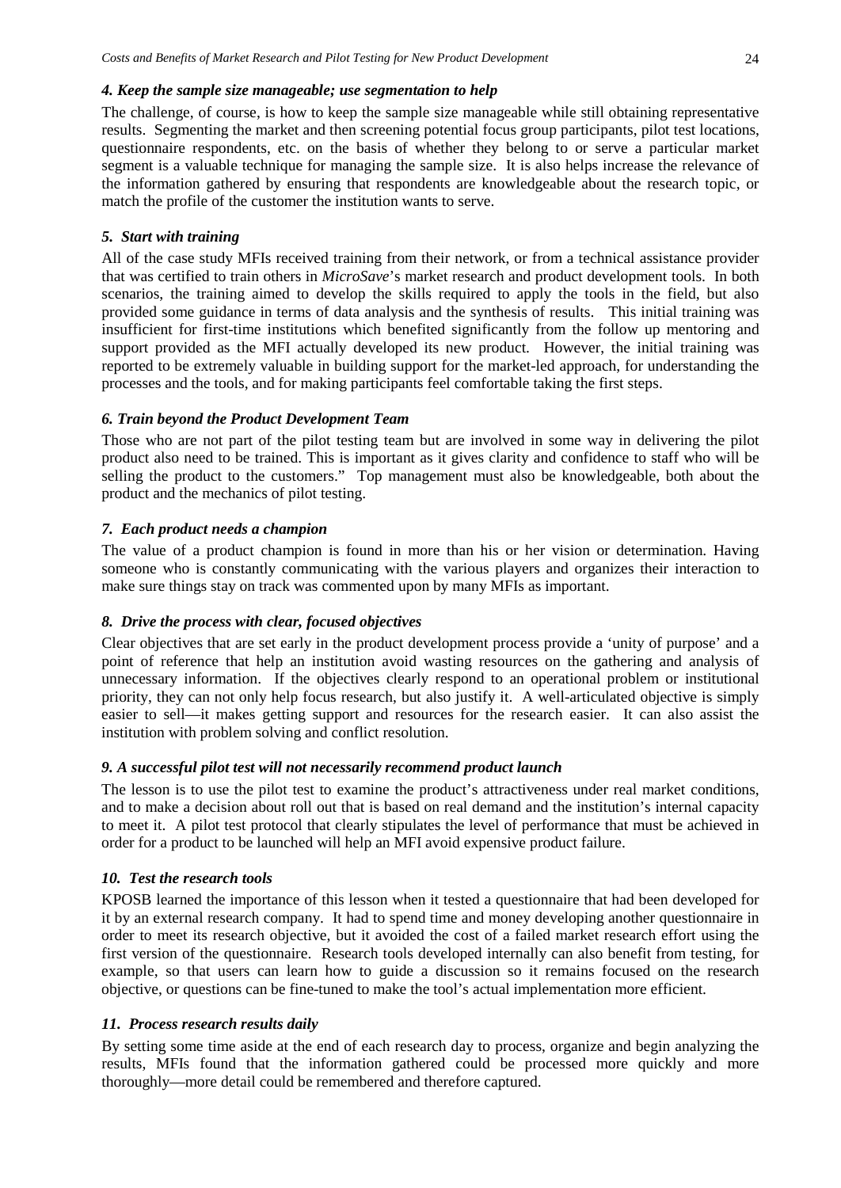#### *4. Keep the sample size manageable; use segmentation to help*

The challenge, of course, is how to keep the sample size manageable while still obtaining representative results. Segmenting the market and then screening potential focus group participants, pilot test locations, questionnaire respondents, etc. on the basis of whether they belong to or serve a particular market segment is a valuable technique for managing the sample size. It is also helps increase the relevance of the information gathered by ensuring that respondents are knowledgeable about the research topic, or match the profile of the customer the institution wants to serve.

#### *5. Start with training*

All of the case study MFIs received training from their network, or from a technical assistance provider that was certified to train others in *MicroSave*'s market research and product development tools. In both scenarios, the training aimed to develop the skills required to apply the tools in the field, but also provided some guidance in terms of data analysis and the synthesis of results. This initial training was insufficient for first-time institutions which benefited significantly from the follow up mentoring and support provided as the MFI actually developed its new product. However, the initial training was reported to be extremely valuable in building support for the market-led approach, for understanding the processes and the tools, and for making participants feel comfortable taking the first steps.

#### *6. Train beyond the Product Development Team*

Those who are not part of the pilot testing team but are involved in some way in delivering the pilot product also need to be trained. This is important as it gives clarity and confidence to staff who will be selling the product to the customers." Top management must also be knowledgeable, both about the product and the mechanics of pilot testing.

#### *7. Each product needs a champion*

The value of a product champion is found in more than his or her vision or determination. Having someone who is constantly communicating with the various players and organizes their interaction to make sure things stay on track was commented upon by many MFIs as important.

#### *8. Drive the process with clear, focused objectives*

Clear objectives that are set early in the product development process provide a 'unity of purpose' and a point of reference that help an institution avoid wasting resources on the gathering and analysis of unnecessary information. If the objectives clearly respond to an operational problem or institutional priority, they can not only help focus research, but also justify it. A well-articulated objective is simply easier to sell—it makes getting support and resources for the research easier. It can also assist the institution with problem solving and conflict resolution.

#### *9. A successful pilot test will not necessarily recommend product launch*

The lesson is to use the pilot test to examine the product's attractiveness under real market conditions, and to make a decision about roll out that is based on real demand and the institution's internal capacity to meet it. A pilot test protocol that clearly stipulates the level of performance that must be achieved in order for a product to be launched will help an MFI avoid expensive product failure.

#### *10. Test the research tools*

KPOSB learned the importance of this lesson when it tested a questionnaire that had been developed for it by an external research company. It had to spend time and money developing another questionnaire in order to meet its research objective, but it avoided the cost of a failed market research effort using the first version of the questionnaire. Research tools developed internally can also benefit from testing, for example, so that users can learn how to guide a discussion so it remains focused on the research objective, or questions can be fine-tuned to make the tool's actual implementation more efficient.

#### *11. Process research results daily*

By setting some time aside at the end of each research day to process, organize and begin analyzing the results, MFIs found that the information gathered could be processed more quickly and more thoroughly—more detail could be remembered and therefore captured.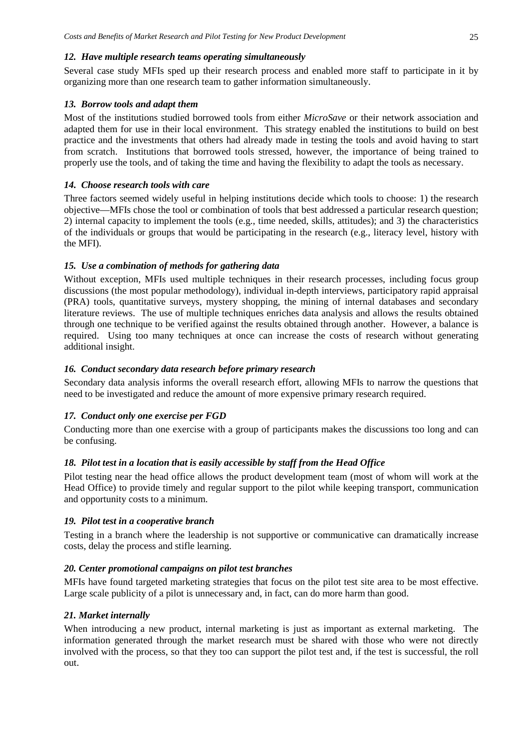### *12. Have multiple research teams operating simultaneously*

Several case study MFIs sped up their research process and enabled more staff to participate in it by organizing more than one research team to gather information simultaneously.

### *13. Borrow tools and adapt them*

Most of the institutions studied borrowed tools from either *MicroSave* or their network association and adapted them for use in their local environment. This strategy enabled the institutions to build on best practice and the investments that others had already made in testing the tools and avoid having to start from scratch. Institutions that borrowed tools stressed, however, the importance of being trained to properly use the tools, and of taking the time and having the flexibility to adapt the tools as necessary.

### *14. Choose research tools with care*

Three factors seemed widely useful in helping institutions decide which tools to choose: 1) the research objective—MFIs chose the tool or combination of tools that best addressed a particular research question; 2) internal capacity to implement the tools (e.g., time needed, skills, attitudes); and 3) the characteristics of the individuals or groups that would be participating in the research (e.g., literacy level, history with the MFI).

### *15. Use a combination of methods for gathering data*

Without exception, MFIs used multiple techniques in their research processes, including focus group discussions (the most popular methodology), individual in-depth interviews, participatory rapid appraisal (PRA) tools, quantitative surveys, mystery shopping, the mining of internal databases and secondary literature reviews. The use of multiple techniques enriches data analysis and allows the results obtained through one technique to be verified against the results obtained through another. However, a balance is required. Using too many techniques at once can increase the costs of research without generating additional insight.

### *16. Conduct secondary data research before primary research*

Secondary data analysis informs the overall research effort, allowing MFIs to narrow the questions that need to be investigated and reduce the amount of more expensive primary research required.

### *17. Conduct only one exercise per FGD*

Conducting more than one exercise with a group of participants makes the discussions too long and can be confusing.

### *18. Pilot test in a location that is easily accessible by staff from the Head Office*

Pilot testing near the head office allows the product development team (most of whom will work at the Head Office) to provide timely and regular support to the pilot while keeping transport, communication and opportunity costs to a minimum.

### *19. Pilot test in a cooperative branch*

Testing in a branch where the leadership is not supportive or communicative can dramatically increase costs, delay the process and stifle learning.

### *20. Center promotional campaigns on pilot test branches*

MFIs have found targeted marketing strategies that focus on the pilot test site area to be most effective. Large scale publicity of a pilot is unnecessary and, in fact, can do more harm than good.

### *21. Market internally*

When introducing a new product, internal marketing is just as important as external marketing. The information generated through the market research must be shared with those who were not directly involved with the process, so that they too can support the pilot test and, if the test is successful, the roll out.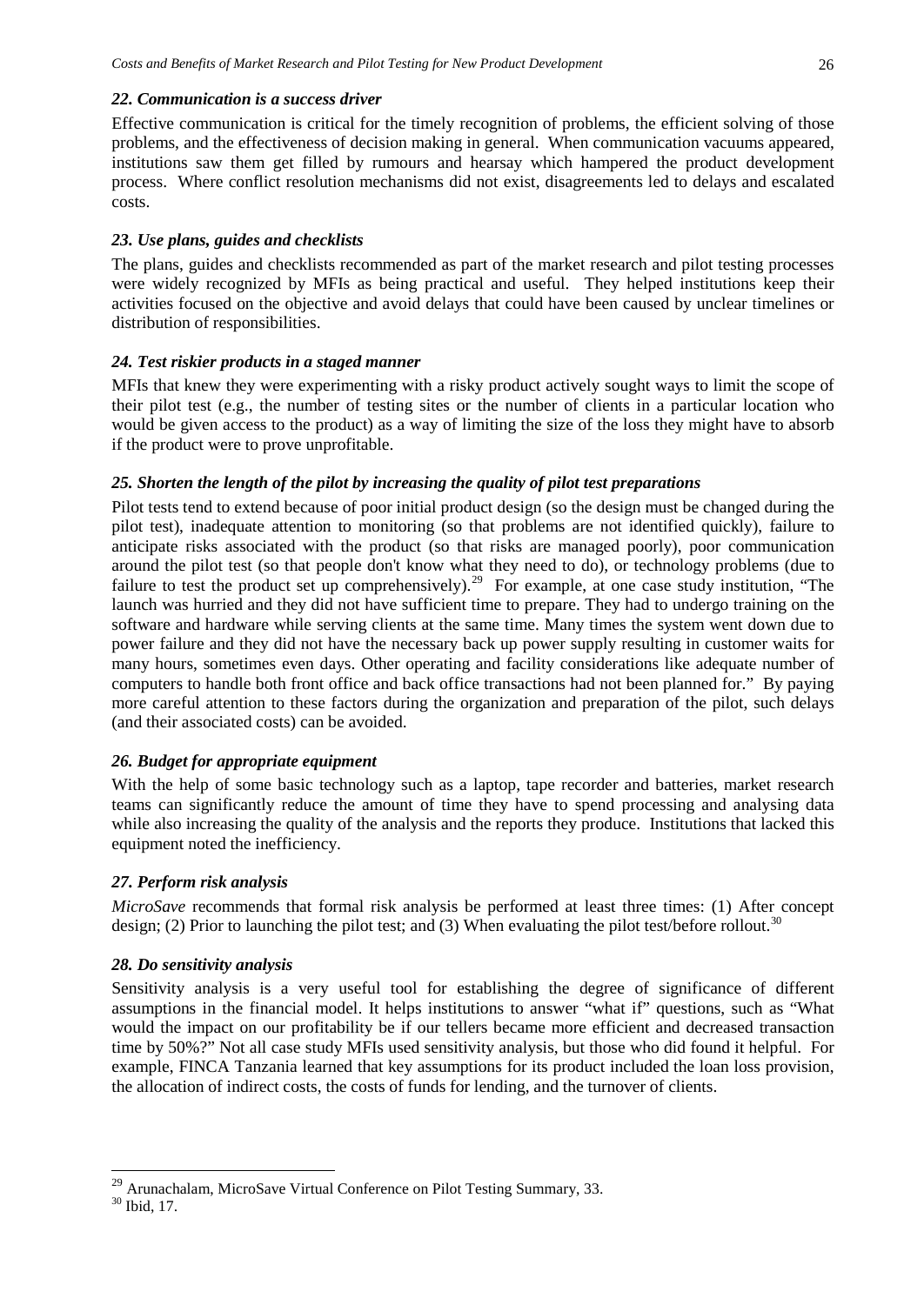### *22. Communication is a success driver*

Effective communication is critical for the timely recognition of problems, the efficient solving of those problems, and the effectiveness of decision making in general. When communication vacuums appeared, institutions saw them get filled by rumours and hearsay which hampered the product development process. Where conflict resolution mechanisms did not exist, disagreements led to delays and escalated costs.

### *23. Use plans, guides and checklists*

The plans, guides and checklists recommended as part of the market research and pilot testing processes were widely recognized by MFIs as being practical and useful. They helped institutions keep their activities focused on the objective and avoid delays that could have been caused by unclear timelines or distribution of responsibilities.

### *24. Test riskier products in a staged manner*

MFIs that knew they were experimenting with a risky product actively sought ways to limit the scope of their pilot test (e.g., the number of testing sites or the number of clients in a particular location who would be given access to the product) as a way of limiting the size of the loss they might have to absorb if the product were to prove unprofitable.

### *25. Shorten the length of the pilot by increasing the quality of pilot test preparations*

Pilot tests tend to extend because of poor initial product design (so the design must be changed during the pilot test), inadequate attention to monitoring (so that problems are not identified quickly), failure to anticipate risks associated with the product (so that risks are managed poorly), poor communication around the pilot test (so that people don't know what they need to do), or technology problems (due to failure to test the product set up comprehensively).[29] For example, at one case study institution, "The launch was hurried and they did not have sufficient time to prepare. They had to undergo training on the software and hardware while serving clients at the same time. Many times the system went down due to power failure and they did not have the necessary back up power supply resulting in customer waits for many hours, sometimes even days. Other operating and facility considerations like adequate number of computers to handle both front office and back office transactions had not been planned for." By paying more careful attention to these factors during the organization and preparation of the pilot, such delays (and their associated costs) can be avoided.

### *26. Budget for appropriate equipment*

With the help of some basic technology such as a laptop, tape recorder and batteries, market research teams can significantly reduce the amount of time they have to spend processing and analysing data while also increasing the quality of the analysis and the reports they produce. Institutions that lacked this equipment noted the inefficiency.

### *27. Perform risk analysis*

*MicroSave* recommends that formal risk analysis be performed at least three times: (1) After concept design; (2) Prior to launching the pilot test; and (3) When evaluating the pilot test/before rollout.[30]

### *28. Do sensitivity analysis*

Sensitivity analysis is a very useful tool for establishing the degree of significance of different assumptions in the financial model. It helps institutions to answer "what if" questions, such as "What would the impact on our profitability be if our tellers became more efficient and decreased transaction time by 50%?" Not all case study MFIs used sensitivity analysis, but those who did found it helpful. For example, FINCA Tanzania learned that key assumptions for its product included the loan loss provision, the allocation of indirect costs, the costs of funds for lending, and the turnover of clients.

---

[29] Arunachalam, MicroSave Virtual Conference on Pilot Testing Summary, 33.

[30] Ibid, 17.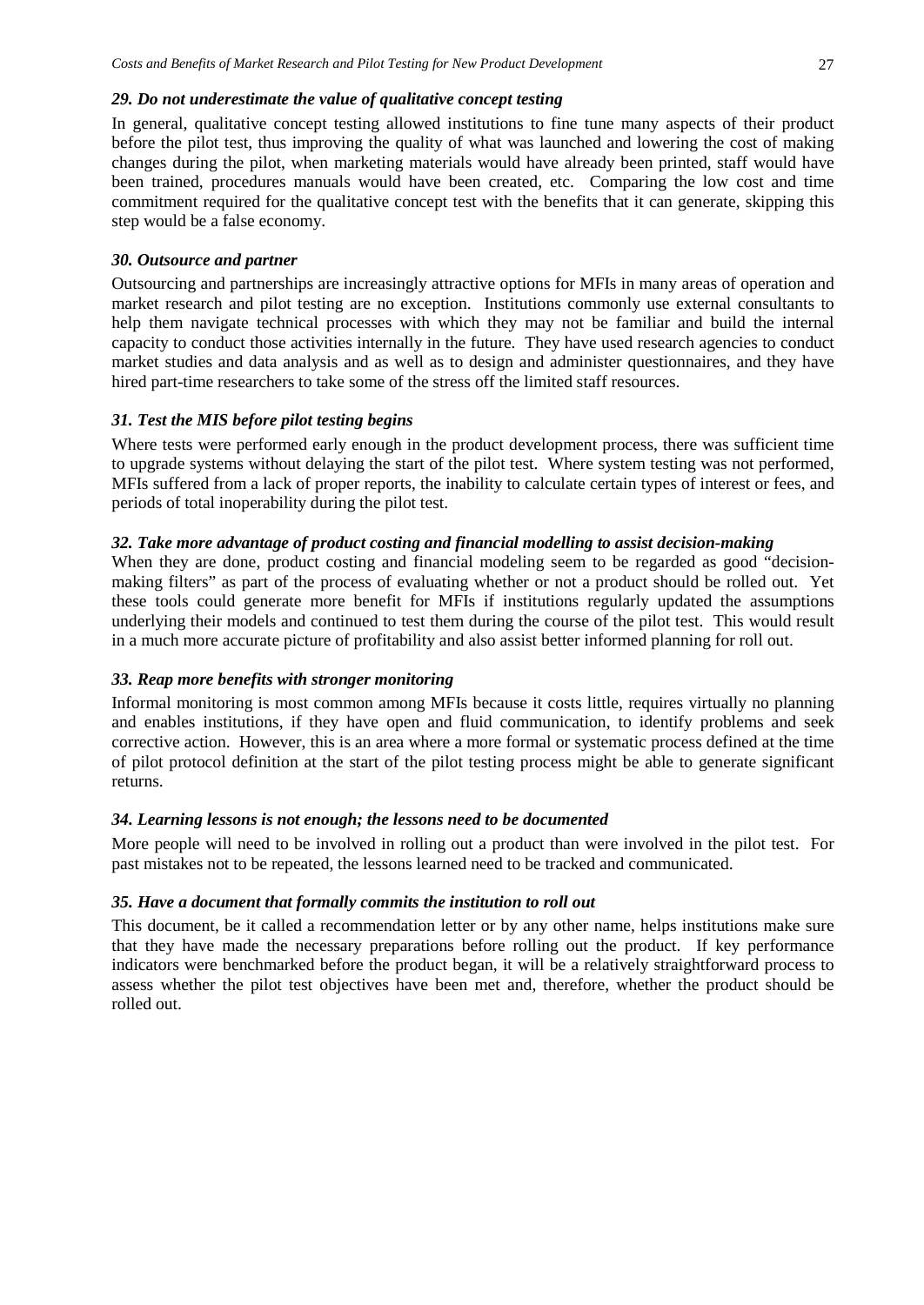### *29. Do not underestimate the value of qualitative concept testing*

In general, qualitative concept testing allowed institutions to fine tune many aspects of their product before the pilot test, thus improving the quality of what was launched and lowering the cost of making changes during the pilot, when marketing materials would have already been printed, staff would have been trained, procedures manuals would have been created, etc. Comparing the low cost and time commitment required for the qualitative concept test with the benefits that it can generate, skipping this step would be a false economy.

### *30. Outsource and partner*

Outsourcing and partnerships are increasingly attractive options for MFIs in many areas of operation and market research and pilot testing are no exception. Institutions commonly use external consultants to help them navigate technical processes with which they may not be familiar and build the internal capacity to conduct those activities internally in the future. They have used research agencies to conduct market studies and data analysis and as well as to design and administer questionnaires, and they have hired part-time researchers to take some of the stress off the limited staff resources.

### *31. Test the MIS before pilot testing begins*

Where tests were performed early enough in the product development process, there was sufficient time to upgrade systems without delaying the start of the pilot test. Where system testing was not performed, MFIs suffered from a lack of proper reports, the inability to calculate certain types of interest or fees, and periods of total inoperability during the pilot test.

### *32. Take more advantage of product costing and financial modelling to assist decision-making*

When they are done, product costing and financial modeling seem to be regarded as good "decision-making filters" as part of the process of evaluating whether or not a product should be rolled out. Yet these tools could generate more benefit for MFIs if institutions regularly updated the assumptions underlying their models and continued to test them during the course of the pilot test. This would result in a much more accurate picture of profitability and also assist better informed planning for roll out.

### *33. Reap more benefits with stronger monitoring*

Informal monitoring is most common among MFIs because it costs little, requires virtually no planning and enables institutions, if they have open and fluid communication, to identify problems and seek corrective action. However, this is an area where a more formal or systematic process defined at the time of pilot protocol definition at the start of the pilot testing process might be able to generate significant returns.

### *34. Learning lessons is not enough; the lessons need to be documented*

More people will need to be involved in rolling out a product than were involved in the pilot test. For past mistakes not to be repeated, the lessons learned need to be tracked and communicated.

### *35. Have a document that formally commits the institution to roll out*

This document, be it called a recommendation letter or by any other name, helps institutions make sure that they have made the necessary preparations before rolling out the product. If key performance indicators were benchmarked before the product began, it will be a relatively straightforward process to assess whether the pilot test objectives have been met and, therefore, whether the product should be rolled out.